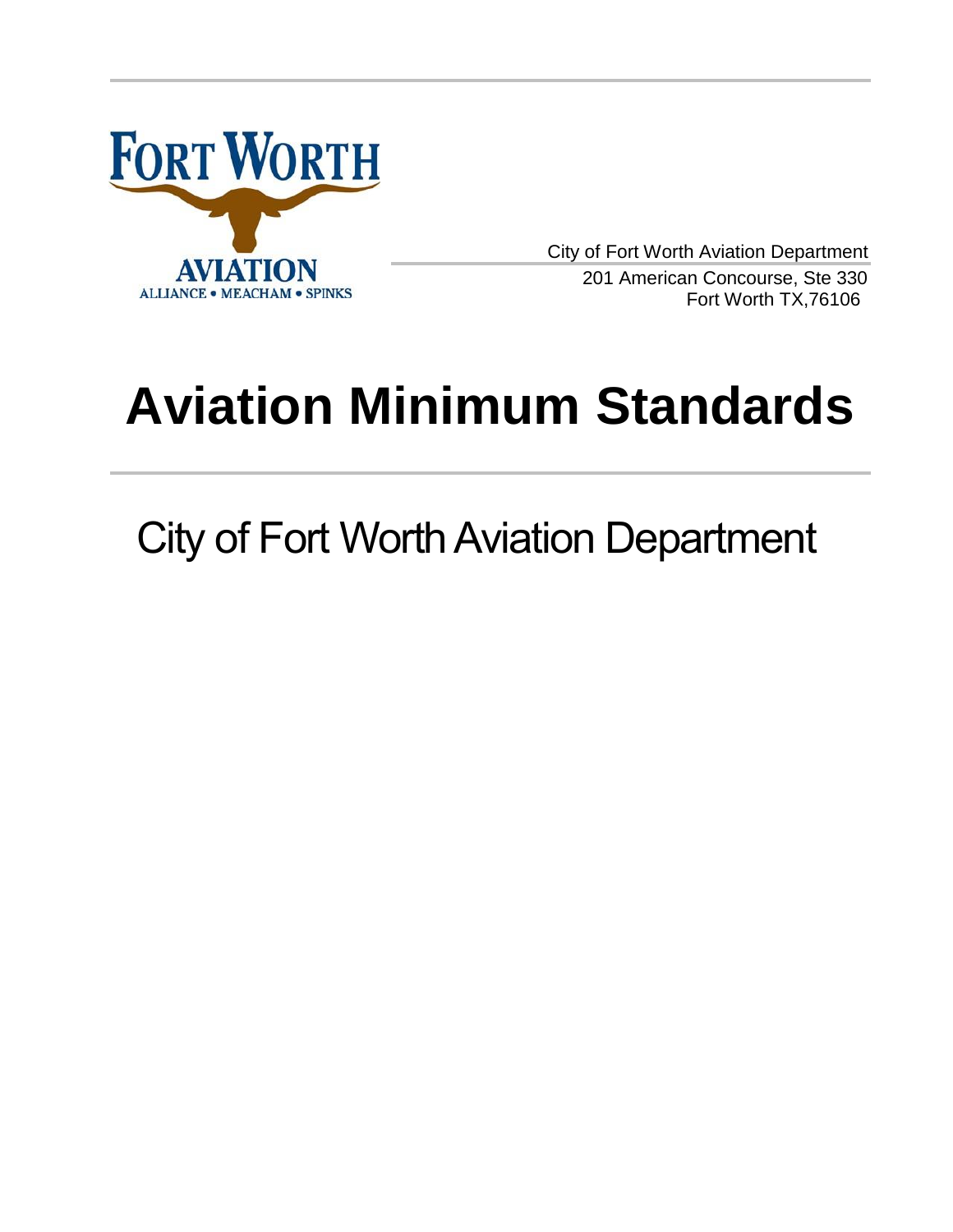FORT WORTH

AVIATION

ALLIANCE • MEACHAM • SPINKS

City of Fort Worth Aviation Department
201 American Concourse, Ste 330
Fort Worth TX,76106

# Aviation Minimum Standards

## City of Fort Worth Aviation Department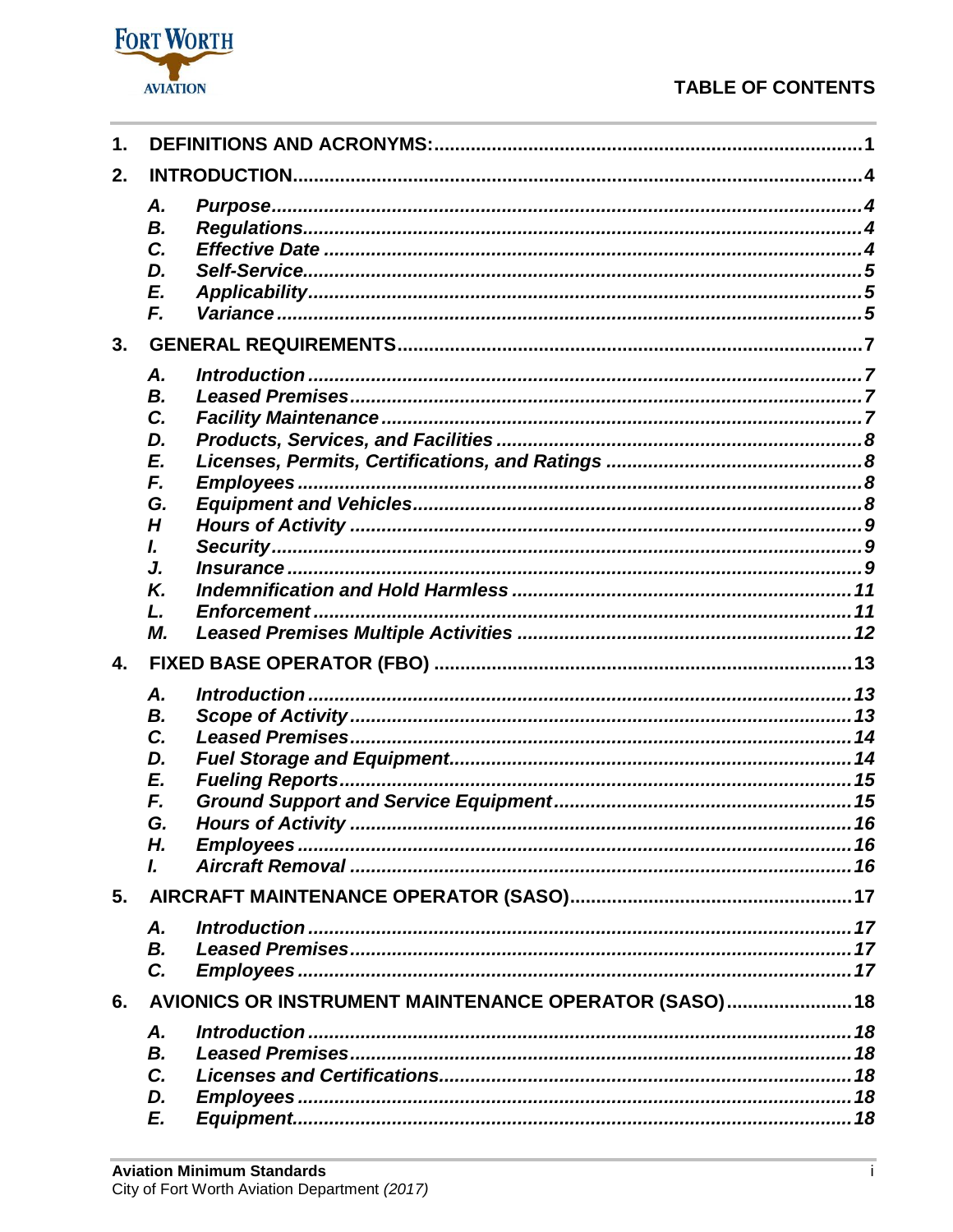# TABLE OF CONTENTS

1. **DEFINITIONS AND ACRONYMS:** ........ 1
2. **INTRODUCTION** ........ 4
   - A. *Purpose* ........ 4
   - B. *Regulations* ........ 4
   - C. *Effective Date* ........ 4
   - D. *Self-Service* ........ 5
   - E. *Applicability* ........ 5
   - F. *Variance* ........ 5
3. **GENERAL REQUIREMENTS** ........ 7
   - A. *Introduction* ........ 7
   - B. *Leased Premises* ........ 7
   - C. *Facility Maintenance* ........ 7
   - D. *Products, Services, and Facilities* ........ 8
   - E. *Licenses, Permits, Certifications, and Ratings* ........ 8
   - F. *Employees* ........ 8
   - G. *Equipment and Vehicles* ........ 8
   - H *Hours of Activity* ........ 9
   - I. *Security* ........ 9
   - J. *Insurance* ........ 9
   - K. *Indemnification and Hold Harmless* ........ 11
   - L. *Enforcement* ........ 11
   - M. *Leased Premises Multiple Activities* ........ 12
4. **FIXED BASE OPERATOR (FBO)** ........ 13
   - A. *Introduction* ........ 13
   - B. *Scope of Activity* ........ 13
   - C. *Leased Premises* ........ 14
   - D. *Fuel Storage and Equipment* ........ 14
   - E. *Fueling Reports* ........ 15
   - F. *Ground Support and Service Equipment* ........ 15
   - G. *Hours of Activity* ........ 16
   - H. *Employees* ........ 16
   - I. *Aircraft Removal* ........ 16
5. **AIRCRAFT MAINTENANCE OPERATOR (SASO)** ........ 17
   - A. *Introduction* ........ 17
   - B. *Leased Premises* ........ 17
   - C. *Employees* ........ 17
6. **AVIONICS OR INSTRUMENT MAINTENANCE OPERATOR (SASO)** ........ 18
   - A. *Introduction* ........ 18
   - B. *Leased Premises* ........ 18
   - C. *Licenses and Certifications* ........ 18
   - D. *Employees* ........ 18
   - E. *Equipment* ........ 18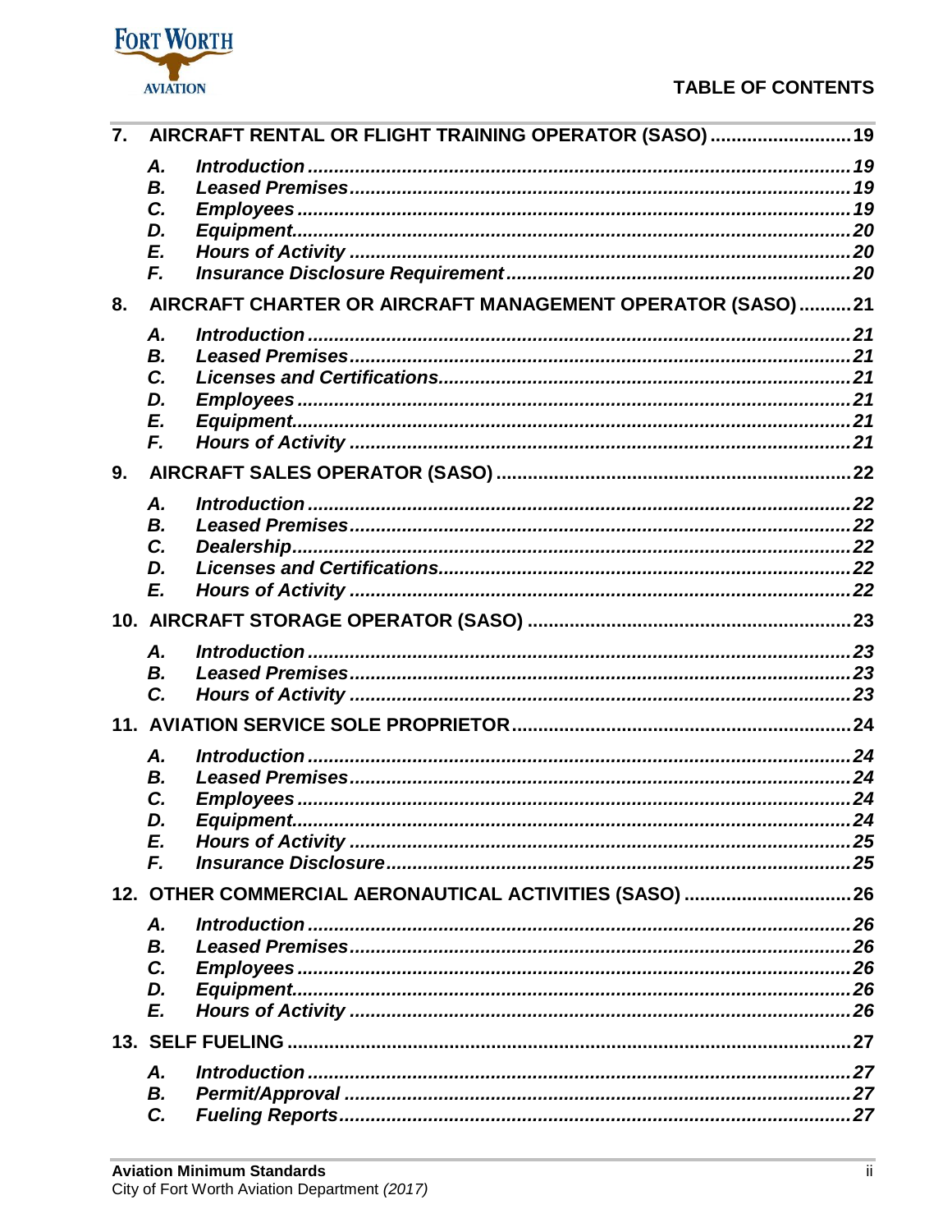# TABLE OF CONTENTS

**7. AIRCRAFT RENTAL OR FLIGHT TRAINING OPERATOR (SASO) .......................... 19**

- ***A. Introduction ........................................................................................ 19***
- ***B. Leased Premises................................................................................ 19***
- ***C. Employees .......................................................................................... 19***
- ***D. Equipment........................................................................................... 20***
- ***E. Hours of Activity ................................................................................ 20***
- ***F. Insurance Disclosure Requirement.................................................. 20***

**8. AIRCRAFT CHARTER OR AIRCRAFT MANAGEMENT OPERATOR (SASO) .......... 21**

- ***A. Introduction ........................................................................................ 21***
- ***B. Leased Premises................................................................................ 21***
- ***C. Licenses and Certifications.............................................................. 21***
- ***D. Employees .......................................................................................... 21***
- ***E. Equipment........................................................................................... 21***
- ***F. Hours of Activity ................................................................................ 21***

**9. AIRCRAFT SALES OPERATOR (SASO) ................................................................. 22**

- ***A. Introduction ........................................................................................ 22***
- ***B. Leased Premises................................................................................ 22***
- ***C. Dealership........................................................................................... 22***
- ***D. Licenses and Certifications.............................................................. 22***
- ***E. Hours of Activity ................................................................................ 22***

**10. AIRCRAFT STORAGE OPERATOR (SASO) ........................................................... 23**

- ***A. Introduction ........................................................................................ 23***
- ***B. Leased Premises................................................................................ 23***
- ***C. Hours of Activity ................................................................................ 23***

**11. AVIATION SERVICE SOLE PROPRIETOR.............................................................. 24**

- ***A. Introduction ........................................................................................ 24***
- ***B. Leased Premises................................................................................ 24***
- ***C. Employees .......................................................................................... 24***
- ***D. Equipment........................................................................................... 24***
- ***E. Hours of Activity ................................................................................ 25***
- ***F. Insurance Disclosure......................................................................... 25***

**12. OTHER COMMERCIAL AERONAUTICAL ACTIVITIES (SASO) ............................. 26**

- ***A. Introduction ........................................................................................ 26***
- ***B. Leased Premises................................................................................ 26***
- ***C. Employees .......................................................................................... 26***
- ***D. Equipment........................................................................................... 26***
- ***E. Hours of Activity ................................................................................ 26***

**13. SELF FUELING .......................................................................................................... 27**

- ***A. Introduction ........................................................................................ 27***
- ***B. Permit/Approval ................................................................................. 27***
- ***C. Fueling Reports.................................................................................. 27***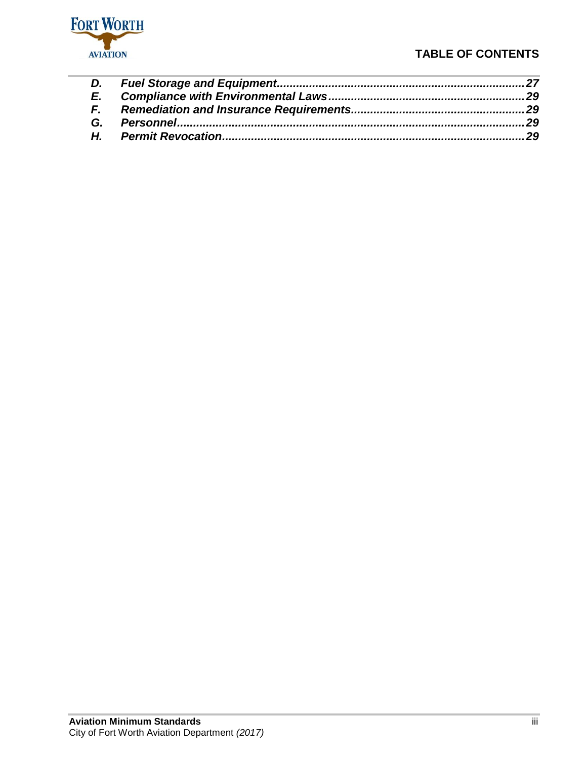| | | |
|---|---|---|
| ***D.*** | ***Fuel Storage and Equipment*** | ***27*** |
| ***E.*** | ***Compliance with Environmental Laws*** | ***29*** |
| ***F.*** | ***Remediation and Insurance Requirements*** | ***29*** |
| ***G.*** | ***Personnel*** | ***29*** |
| ***H.*** | ***Permit Revocation*** | ***29*** |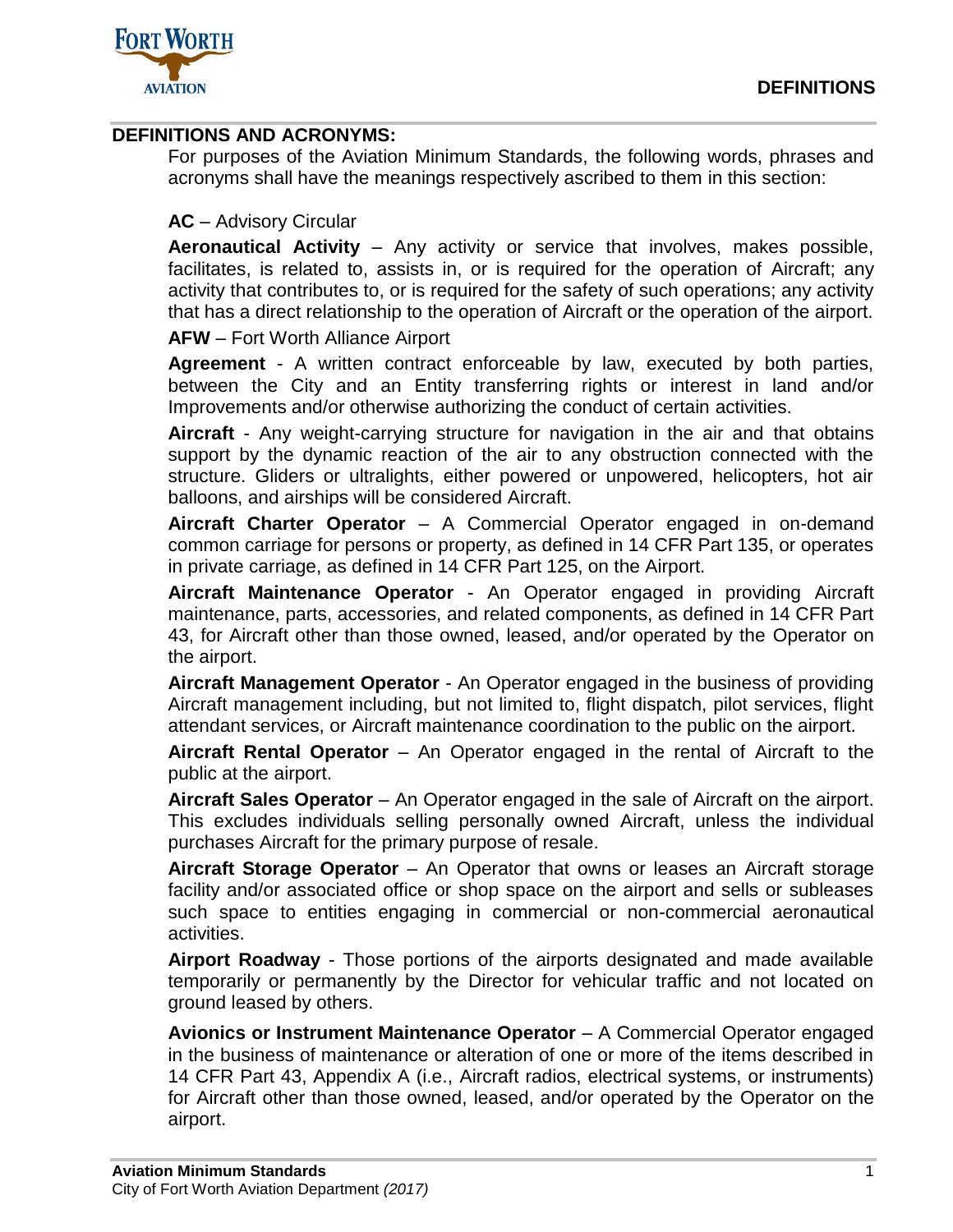## DEFINITIONS AND ACRONYMS:

For purposes of the Aviation Minimum Standards, the following words, phrases and acronyms shall have the meanings respectively ascribed to them in this section:

**AC** – Advisory Circular

**Aeronautical Activity** – Any activity or service that involves, makes possible, facilitates, is related to, assists in, or is required for the operation of Aircraft; any activity that contributes to, or is required for the safety of such operations; any activity that has a direct relationship to the operation of Aircraft or the operation of the airport.

**AFW** – Fort Worth Alliance Airport

**Agreement** - A written contract enforceable by law, executed by both parties, between the City and an Entity transferring rights or interest in land and/or Improvements and/or otherwise authorizing the conduct of certain activities.

**Aircraft** - Any weight-carrying structure for navigation in the air and that obtains support by the dynamic reaction of the air to any obstruction connected with the structure. Gliders or ultralights, either powered or unpowered, helicopters, hot air balloons, and airships will be considered Aircraft.

**Aircraft Charter Operator** – A Commercial Operator engaged in on-demand common carriage for persons or property, as defined in 14 CFR Part 135, or operates in private carriage, as defined in 14 CFR Part 125, on the Airport.

**Aircraft Maintenance Operator** - An Operator engaged in providing Aircraft maintenance, parts, accessories, and related components, as defined in 14 CFR Part 43, for Aircraft other than those owned, leased, and/or operated by the Operator on the airport.

**Aircraft Management Operator** - An Operator engaged in the business of providing Aircraft management including, but not limited to, flight dispatch, pilot services, flight attendant services, or Aircraft maintenance coordination to the public on the airport.

**Aircraft Rental Operator** – An Operator engaged in the rental of Aircraft to the public at the airport.

**Aircraft Sales Operator** – An Operator engaged in the sale of Aircraft on the airport. This excludes individuals selling personally owned Aircraft, unless the individual purchases Aircraft for the primary purpose of resale.

**Aircraft Storage Operator** – An Operator that owns or leases an Aircraft storage facility and/or associated office or shop space on the airport and sells or subleases such space to entities engaging in commercial or non-commercial aeronautical activities.

**Airport Roadway** - Those portions of the airports designated and made available temporarily or permanently by the Director for vehicular traffic and not located on ground leased by others.

**Avionics or Instrument Maintenance Operator** – A Commercial Operator engaged in the business of maintenance or alteration of one or more of the items described in 14 CFR Part 43, Appendix A (i.e., Aircraft radios, electrical systems, or instruments) for Aircraft other than those owned, leased, and/or operated by the Operator on the airport.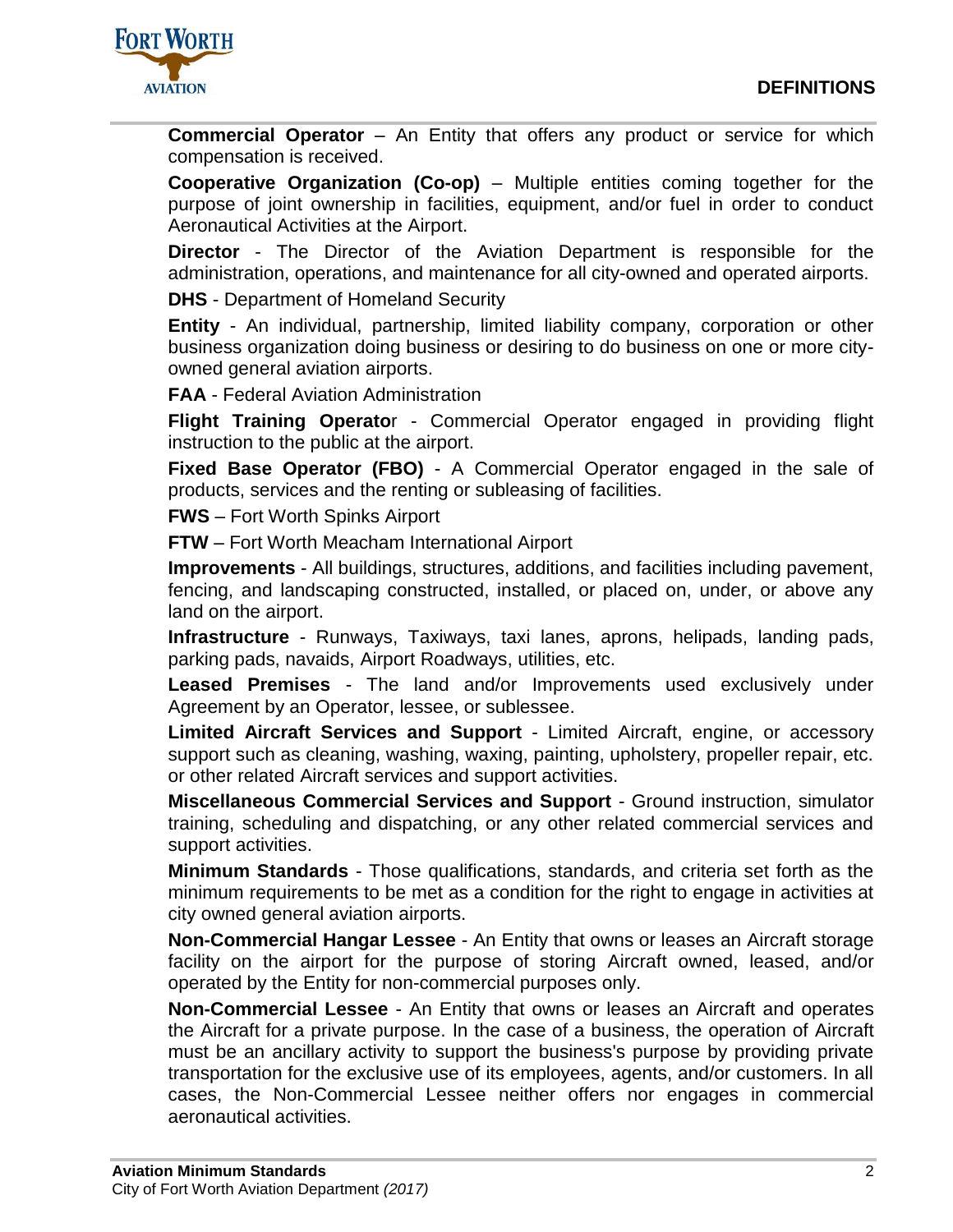**Commercial Operator** – An Entity that offers any product or service for which compensation is received.

**Cooperative Organization (Co-op)** – Multiple entities coming together for the purpose of joint ownership in facilities, equipment, and/or fuel in order to conduct Aeronautical Activities at the Airport.

**Director** - The Director of the Aviation Department is responsible for the administration, operations, and maintenance for all city-owned and operated airports.

**DHS** - Department of Homeland Security

**Entity** - An individual, partnership, limited liability company, corporation or other business organization doing business or desiring to do business on one or more city-owned general aviation airports.

**FAA** - Federal Aviation Administration

**Flight Training Operator** - Commercial Operator engaged in providing flight instruction to the public at the airport.

**Fixed Base Operator (FBO)** - A Commercial Operator engaged in the sale of products, services and the renting or subleasing of facilities.

**FWS** – Fort Worth Spinks Airport

**FTW** – Fort Worth Meacham International Airport

**Improvements** - All buildings, structures, additions, and facilities including pavement, fencing, and landscaping constructed, installed, or placed on, under, or above any land on the airport.

**Infrastructure** - Runways, Taxiways, taxi lanes, aprons, helipads, landing pads, parking pads, navaids, Airport Roadways, utilities, etc.

**Leased Premises** - The land and/or Improvements used exclusively under Agreement by an Operator, lessee, or sublessee.

**Limited Aircraft Services and Support** - Limited Aircraft, engine, or accessory support such as cleaning, washing, waxing, painting, upholstery, propeller repair, etc. or other related Aircraft services and support activities.

**Miscellaneous Commercial Services and Support** - Ground instruction, simulator training, scheduling and dispatching, or any other related commercial services and support activities.

**Minimum Standards** - Those qualifications, standards, and criteria set forth as the minimum requirements to be met as a condition for the right to engage in activities at city owned general aviation airports.

**Non-Commercial Hangar Lessee** - An Entity that owns or leases an Aircraft storage facility on the airport for the purpose of storing Aircraft owned, leased, and/or operated by the Entity for non-commercial purposes only.

**Non-Commercial Lessee** - An Entity that owns or leases an Aircraft and operates the Aircraft for a private purpose. In the case of a business, the operation of Aircraft must be an ancillary activity to support the business's purpose by providing private transportation for the exclusive use of its employees, agents, and/or customers. In all cases, the Non-Commercial Lessee neither offers nor engages in commercial aeronautical activities.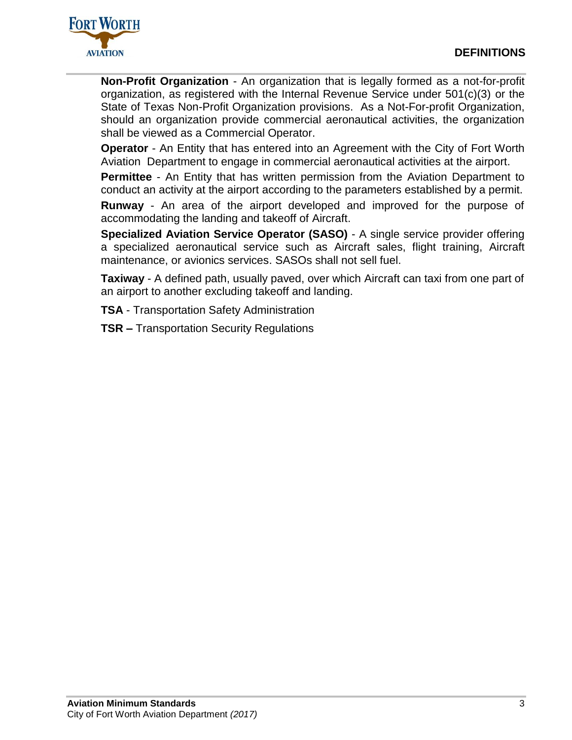**Non-Profit Organization** - An organization that is legally formed as a not-for-profit organization, as registered with the Internal Revenue Service under 501(c)(3) or the State of Texas Non-Profit Organization provisions. As a Not-For-profit Organization, should an organization provide commercial aeronautical activities, the organization shall be viewed as a Commercial Operator.

**Operator** - An Entity that has entered into an Agreement with the City of Fort Worth Aviation Department to engage in commercial aeronautical activities at the airport.

**Permittee** - An Entity that has written permission from the Aviation Department to conduct an activity at the airport according to the parameters established by a permit.

**Runway** - An area of the airport developed and improved for the purpose of accommodating the landing and takeoff of Aircraft.

**Specialized Aviation Service Operator (SASO)** - A single service provider offering a specialized aeronautical service such as Aircraft sales, flight training, Aircraft maintenance, or avionics services. SASOs shall not sell fuel.

**Taxiway** - A defined path, usually paved, over which Aircraft can taxi from one part of an airport to another excluding takeoff and landing.

**TSA** - Transportation Safety Administration

**TSR –** Transportation Security Regulations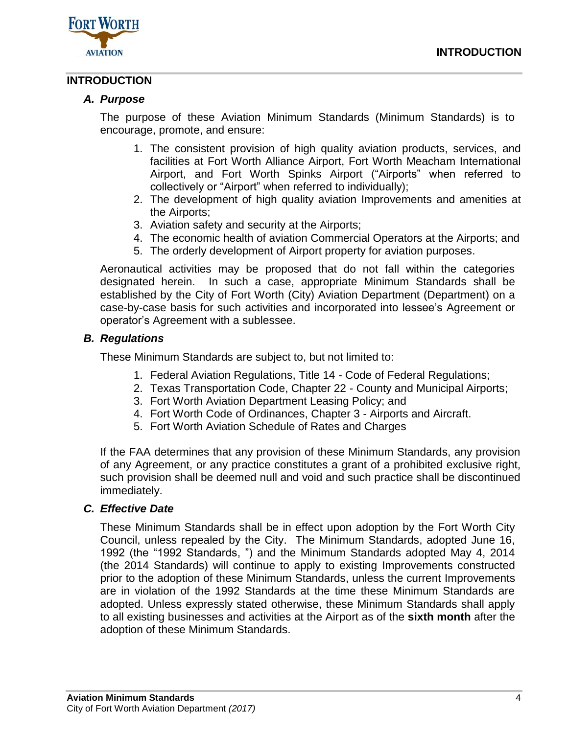## INTRODUCTION

### *A. Purpose*

The purpose of these Aviation Minimum Standards (Minimum Standards) is to encourage, promote, and ensure:

1. The consistent provision of high quality aviation products, services, and facilities at Fort Worth Alliance Airport, Fort Worth Meacham International Airport, and Fort Worth Spinks Airport ("Airports" when referred to collectively or "Airport" when referred to individually);
2. The development of high quality aviation Improvements and amenities at the Airports;
3. Aviation safety and security at the Airports;
4. The economic health of aviation Commercial Operators at the Airports; and
5. The orderly development of Airport property for aviation purposes.

Aeronautical activities may be proposed that do not fall within the categories designated herein. In such a case, appropriate Minimum Standards shall be established by the City of Fort Worth (City) Aviation Department (Department) on a case-by-case basis for such activities and incorporated into lessee's Agreement or operator's Agreement with a sublessee.

### *B. Regulations*

These Minimum Standards are subject to, but not limited to:

1. Federal Aviation Regulations, Title 14 - Code of Federal Regulations;
2. Texas Transportation Code, Chapter 22 - County and Municipal Airports;
3. Fort Worth Aviation Department Leasing Policy; and
4. Fort Worth Code of Ordinances, Chapter 3 - Airports and Aircraft.
5. Fort Worth Aviation Schedule of Rates and Charges

If the FAA determines that any provision of these Minimum Standards, any provision of any Agreement, or any practice constitutes a grant of a prohibited exclusive right, such provision shall be deemed null and void and such practice shall be discontinued immediately.

### *C. Effective Date*

These Minimum Standards shall be in effect upon adoption by the Fort Worth City Council, unless repealed by the City. The Minimum Standards, adopted June 16, 1992 (the "1992 Standards, ") and the Minimum Standards adopted May 4, 2014 (the 2014 Standards) will continue to apply to existing Improvements constructed prior to the adoption of these Minimum Standards, unless the current Improvements are in violation of the 1992 Standards at the time these Minimum Standards are adopted. Unless expressly stated otherwise, these Minimum Standards shall apply to all existing businesses and activities at the Airport as of the **sixth month** after the adoption of these Minimum Standards.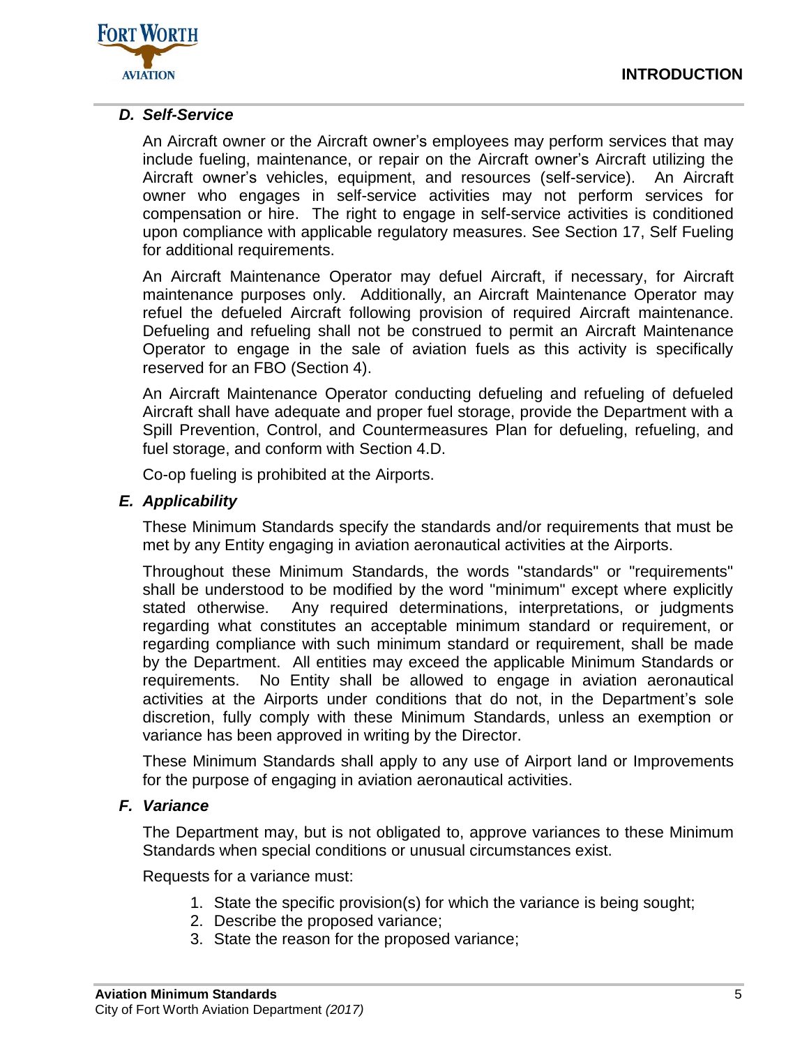### *D. Self-Service*

An Aircraft owner or the Aircraft owner's employees may perform services that may include fueling, maintenance, or repair on the Aircraft owner's Aircraft utilizing the Aircraft owner's vehicles, equipment, and resources (self-service). An Aircraft owner who engages in self-service activities may not perform services for compensation or hire. The right to engage in self-service activities is conditioned upon compliance with applicable regulatory measures. See Section 17, Self Fueling for additional requirements.

An Aircraft Maintenance Operator may defuel Aircraft, if necessary, for Aircraft maintenance purposes only. Additionally, an Aircraft Maintenance Operator may refuel the defueled Aircraft following provision of required Aircraft maintenance. Defueling and refueling shall not be construed to permit an Aircraft Maintenance Operator to engage in the sale of aviation fuels as this activity is specifically reserved for an FBO (Section 4).

An Aircraft Maintenance Operator conducting defueling and refueling of defueled Aircraft shall have adequate and proper fuel storage, provide the Department with a Spill Prevention, Control, and Countermeasures Plan for defueling, refueling, and fuel storage, and conform with Section 4.D.

Co-op fueling is prohibited at the Airports.

### *E. Applicability*

These Minimum Standards specify the standards and/or requirements that must be met by any Entity engaging in aviation aeronautical activities at the Airports.

Throughout these Minimum Standards, the words "standards" or "requirements" shall be understood to be modified by the word "minimum" except where explicitly stated otherwise. Any required determinations, interpretations, or judgments regarding what constitutes an acceptable minimum standard or requirement, or regarding compliance with such minimum standard or requirement, shall be made by the Department. All entities may exceed the applicable Minimum Standards or requirements. No Entity shall be allowed to engage in aviation aeronautical activities at the Airports under conditions that do not, in the Department's sole discretion, fully comply with these Minimum Standards, unless an exemption or variance has been approved in writing by the Director.

These Minimum Standards shall apply to any use of Airport land or Improvements for the purpose of engaging in aviation aeronautical activities.

### *F. Variance*

The Department may, but is not obligated to, approve variances to these Minimum Standards when special conditions or unusual circumstances exist.

Requests for a variance must:

1. State the specific provision(s) for which the variance is being sought;
2. Describe the proposed variance;
3. State the reason for the proposed variance;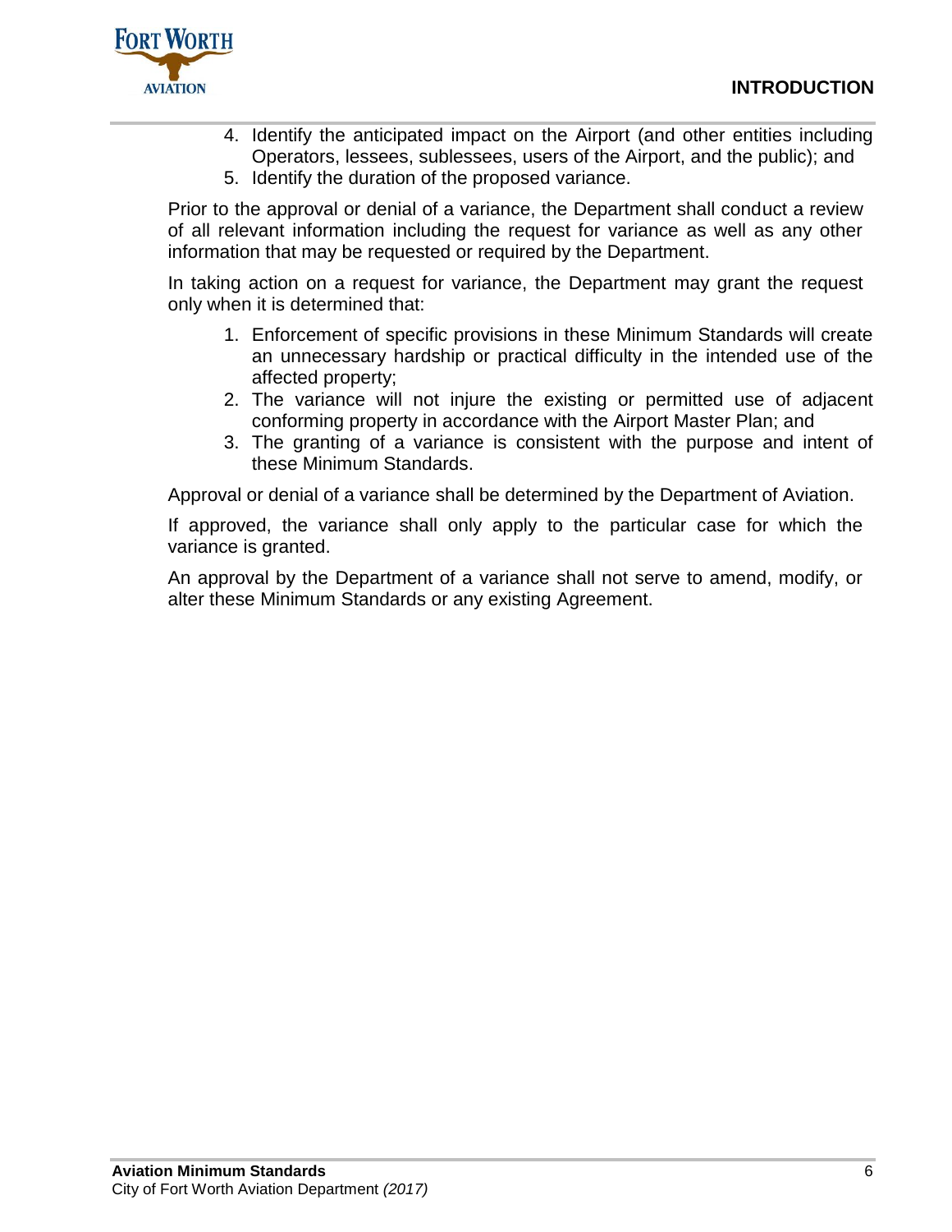4. Identify the anticipated impact on the Airport (and other entities including Operators, lessees, sublessees, users of the Airport, and the public); and
5. Identify the duration of the proposed variance.

Prior to the approval or denial of a variance, the Department shall conduct a review of all relevant information including the request for variance as well as any other information that may be requested or required by the Department.

In taking action on a request for variance, the Department may grant the request only when it is determined that:

1. Enforcement of specific provisions in these Minimum Standards will create an unnecessary hardship or practical difficulty in the intended use of the affected property;
2. The variance will not injure the existing or permitted use of adjacent conforming property in accordance with the Airport Master Plan; and
3. The granting of a variance is consistent with the purpose and intent of these Minimum Standards.

Approval or denial of a variance shall be determined by the Department of Aviation.

If approved, the variance shall only apply to the particular case for which the variance is granted.

An approval by the Department of a variance shall not serve to amend, modify, or alter these Minimum Standards or any existing Agreement.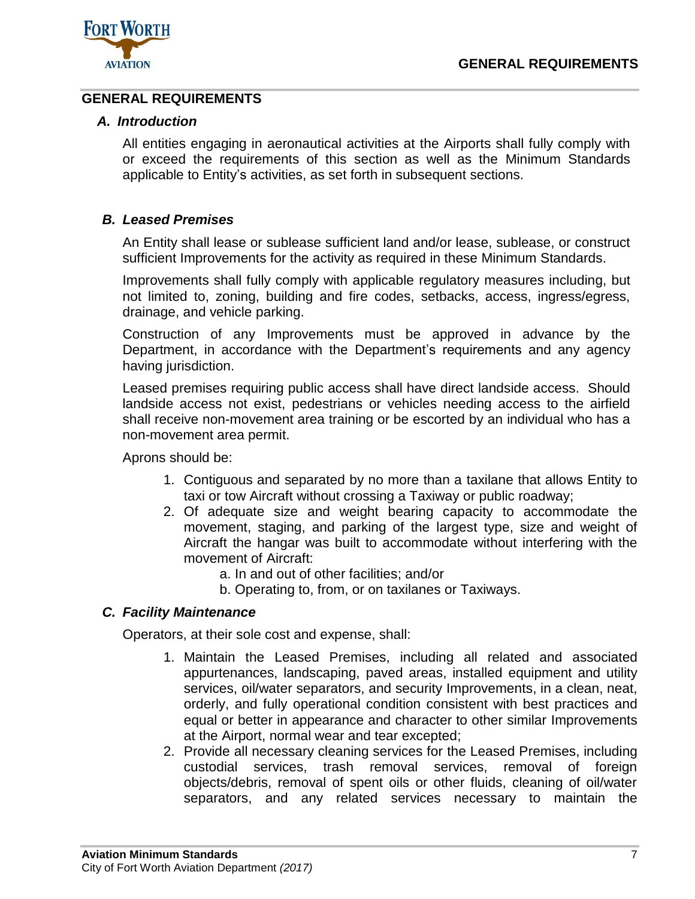## GENERAL REQUIREMENTS

### *A. Introduction*

All entities engaging in aeronautical activities at the Airports shall fully comply with or exceed the requirements of this section as well as the Minimum Standards applicable to Entity's activities, as set forth in subsequent sections.

### *B. Leased Premises*

An Entity shall lease or sublease sufficient land and/or lease, sublease, or construct sufficient Improvements for the activity as required in these Minimum Standards.

Improvements shall fully comply with applicable regulatory measures including, but not limited to, zoning, building and fire codes, setbacks, access, ingress/egress, drainage, and vehicle parking.

Construction of any Improvements must be approved in advance by the Department, in accordance with the Department's requirements and any agency having jurisdiction.

Leased premises requiring public access shall have direct landside access. Should landside access not exist, pedestrians or vehicles needing access to the airfield shall receive non-movement area training or be escorted by an individual who has a non-movement area permit.

Aprons should be:

1. Contiguous and separated by no more than a taxilane that allows Entity to taxi or tow Aircraft without crossing a Taxiway or public roadway;
2. Of adequate size and weight bearing capacity to accommodate the movement, staging, and parking of the largest type, size and weight of Aircraft the hangar was built to accommodate without interfering with the movement of Aircraft:
   a. In and out of other facilities; and/or
   b. Operating to, from, or on taxilanes or Taxiways.

### *C. Facility Maintenance*

Operators, at their sole cost and expense, shall:

1. Maintain the Leased Premises, including all related and associated appurtenances, landscaping, paved areas, installed equipment and utility services, oil/water separators, and security Improvements, in a clean, neat, orderly, and fully operational condition consistent with best practices and equal or better in appearance and character to other similar Improvements at the Airport, normal wear and tear excepted;
2. Provide all necessary cleaning services for the Leased Premises, including custodial services, trash removal services, removal of foreign objects/debris, removal of spent oils or other fluids, cleaning of oil/water separators, and any related services necessary to maintain the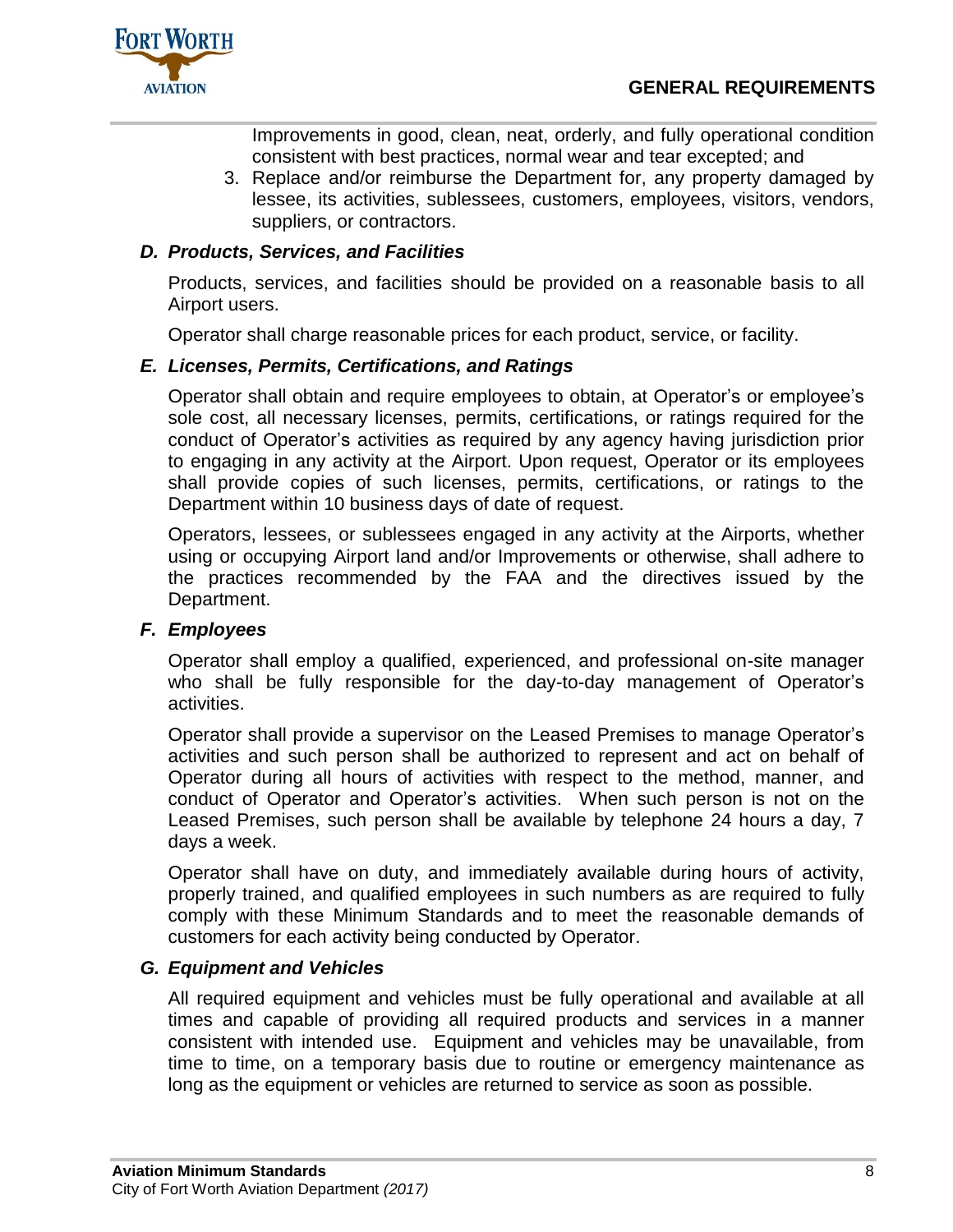Improvements in good, clean, neat, orderly, and fully operational condition consistent with best practices, normal wear and tear excepted; and

3. Replace and/or reimburse the Department for, any property damaged by lessee, its activities, sublessees, customers, employees, visitors, vendors, suppliers, or contractors.

### *D. Products, Services, and Facilities*

Products, services, and facilities should be provided on a reasonable basis to all Airport users.

Operator shall charge reasonable prices for each product, service, or facility.

### *E. Licenses, Permits, Certifications, and Ratings*

Operator shall obtain and require employees to obtain, at Operator's or employee's sole cost, all necessary licenses, permits, certifications, or ratings required for the conduct of Operator's activities as required by any agency having jurisdiction prior to engaging in any activity at the Airport. Upon request, Operator or its employees shall provide copies of such licenses, permits, certifications, or ratings to the Department within 10 business days of date of request.

Operators, lessees, or sublessees engaged in any activity at the Airports, whether using or occupying Airport land and/or Improvements or otherwise, shall adhere to the practices recommended by the FAA and the directives issued by the Department.

### *F. Employees*

Operator shall employ a qualified, experienced, and professional on-site manager who shall be fully responsible for the day-to-day management of Operator's activities.

Operator shall provide a supervisor on the Leased Premises to manage Operator's activities and such person shall be authorized to represent and act on behalf of Operator during all hours of activities with respect to the method, manner, and conduct of Operator and Operator's activities. When such person is not on the Leased Premises, such person shall be available by telephone 24 hours a day, 7 days a week.

Operator shall have on duty, and immediately available during hours of activity, properly trained, and qualified employees in such numbers as are required to fully comply with these Minimum Standards and to meet the reasonable demands of customers for each activity being conducted by Operator.

### *G. Equipment and Vehicles*

All required equipment and vehicles must be fully operational and available at all times and capable of providing all required products and services in a manner consistent with intended use. Equipment and vehicles may be unavailable, from time to time, on a temporary basis due to routine or emergency maintenance as long as the equipment or vehicles are returned to service as soon as possible.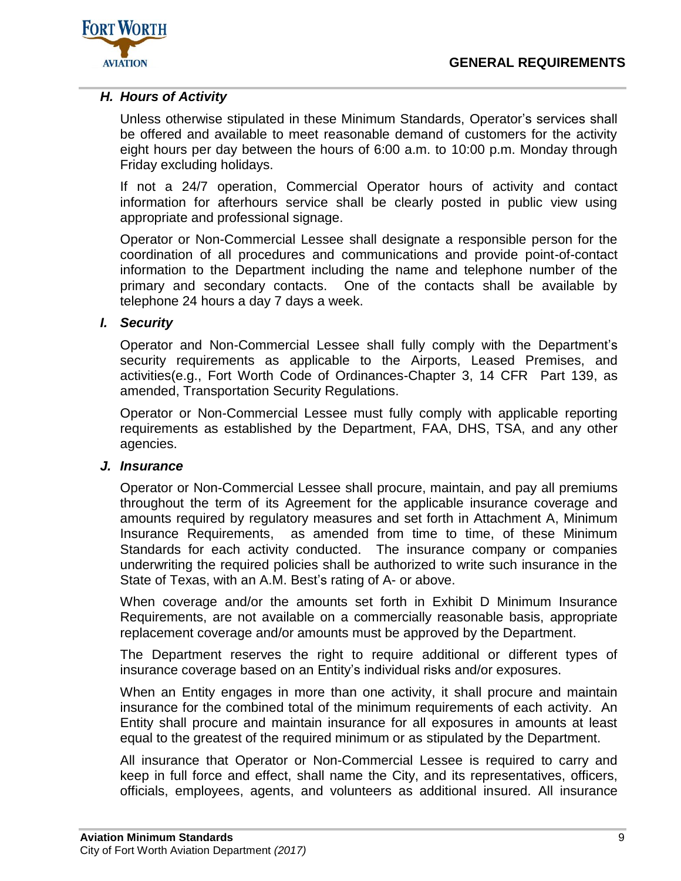### *H. Hours of Activity*

Unless otherwise stipulated in these Minimum Standards, Operator's services shall be offered and available to meet reasonable demand of customers for the activity eight hours per day between the hours of 6:00 a.m. to 10:00 p.m. Monday through Friday excluding holidays.

If not a 24/7 operation, Commercial Operator hours of activity and contact information for afterhours service shall be clearly posted in public view using appropriate and professional signage.

Operator or Non-Commercial Lessee shall designate a responsible person for the coordination of all procedures and communications and provide point-of-contact information to the Department including the name and telephone number of the primary and secondary contacts. One of the contacts shall be available by telephone 24 hours a day 7 days a week.

### *I. Security*

Operator and Non-Commercial Lessee shall fully comply with the Department's security requirements as applicable to the Airports, Leased Premises, and activities(e.g., Fort Worth Code of Ordinances-Chapter 3, 14 CFR Part 139, as amended, Transportation Security Regulations.

Operator or Non-Commercial Lessee must fully comply with applicable reporting requirements as established by the Department, FAA, DHS, TSA, and any other agencies.

### *J. Insurance*

Operator or Non-Commercial Lessee shall procure, maintain, and pay all premiums throughout the term of its Agreement for the applicable insurance coverage and amounts required by regulatory measures and set forth in Attachment A, Minimum Insurance Requirements, as amended from time to time, of these Minimum Standards for each activity conducted. The insurance company or companies underwriting the required policies shall be authorized to write such insurance in the State of Texas, with an A.M. Best's rating of A- or above.

When coverage and/or the amounts set forth in Exhibit D Minimum Insurance Requirements, are not available on a commercially reasonable basis, appropriate replacement coverage and/or amounts must be approved by the Department.

The Department reserves the right to require additional or different types of insurance coverage based on an Entity's individual risks and/or exposures.

When an Entity engages in more than one activity, it shall procure and maintain insurance for the combined total of the minimum requirements of each activity. An Entity shall procure and maintain insurance for all exposures in amounts at least equal to the greatest of the required minimum or as stipulated by the Department.

All insurance that Operator or Non-Commercial Lessee is required to carry and keep in full force and effect, shall name the City, and its representatives, officers, officials, employees, agents, and volunteers as additional insured. All insurance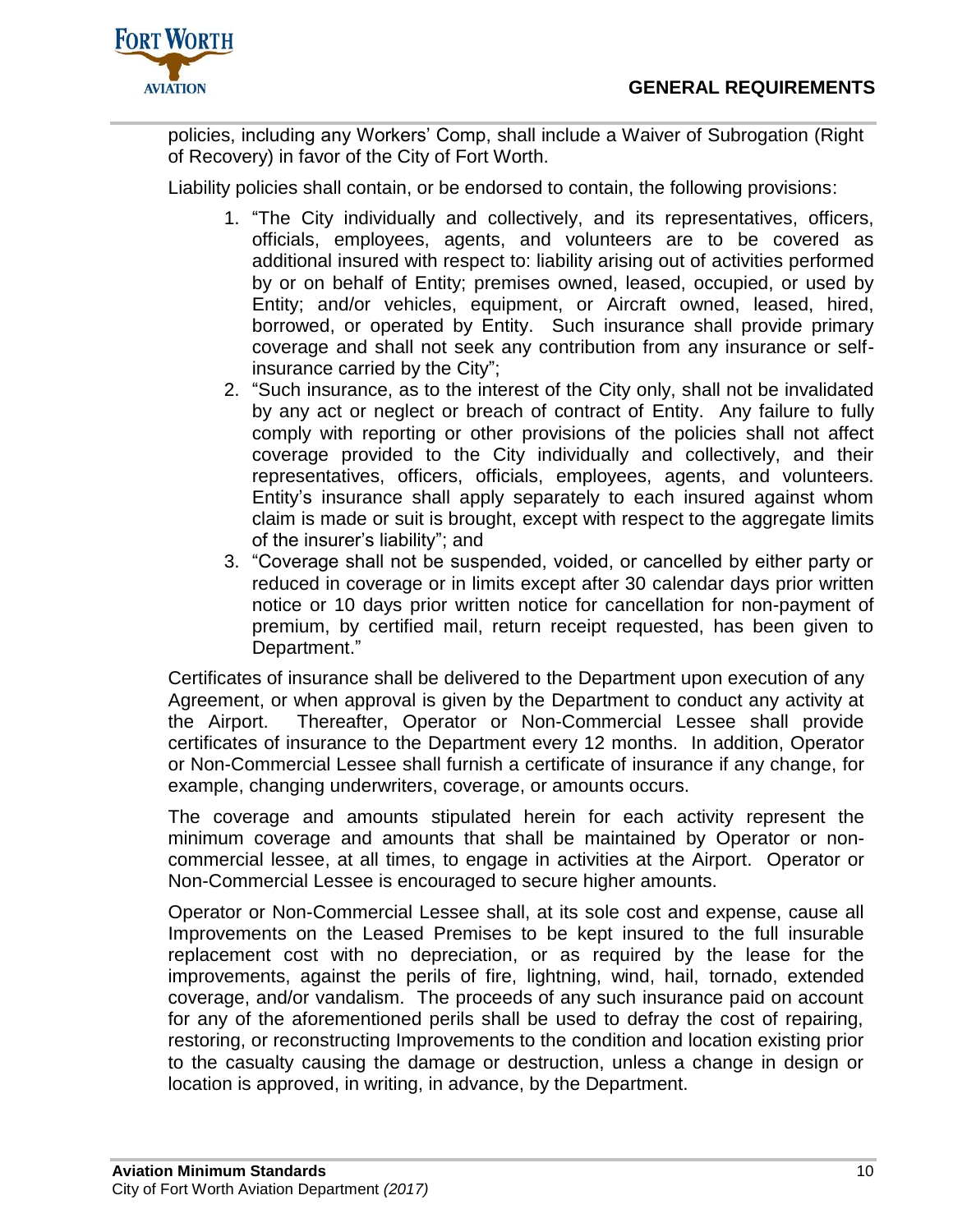policies, including any Workers' Comp, shall include a Waiver of Subrogation (Right of Recovery) in favor of the City of Fort Worth.

Liability policies shall contain, or be endorsed to contain, the following provisions:

1. "The City individually and collectively, and its representatives, officers, officials, employees, agents, and volunteers are to be covered as additional insured with respect to: liability arising out of activities performed by or on behalf of Entity; premises owned, leased, occupied, or used by Entity; and/or vehicles, equipment, or Aircraft owned, leased, hired, borrowed, or operated by Entity. Such insurance shall provide primary coverage and shall not seek any contribution from any insurance or self-insurance carried by the City";
2. "Such insurance, as to the interest of the City only, shall not be invalidated by any act or neglect or breach of contract of Entity. Any failure to fully comply with reporting or other provisions of the policies shall not affect coverage provided to the City individually and collectively, and their representatives, officers, officials, employees, agents, and volunteers. Entity's insurance shall apply separately to each insured against whom claim is made or suit is brought, except with respect to the aggregate limits of the insurer's liability"; and
3. "Coverage shall not be suspended, voided, or cancelled by either party or reduced in coverage or in limits except after 30 calendar days prior written notice or 10 days prior written notice for cancellation for non-payment of premium, by certified mail, return receipt requested, has been given to Department."

Certificates of insurance shall be delivered to the Department upon execution of any Agreement, or when approval is given by the Department to conduct any activity at the Airport. Thereafter, Operator or Non-Commercial Lessee shall provide certificates of insurance to the Department every 12 months. In addition, Operator or Non-Commercial Lessee shall furnish a certificate of insurance if any change, for example, changing underwriters, coverage, or amounts occurs.

The coverage and amounts stipulated herein for each activity represent the minimum coverage and amounts that shall be maintained by Operator or non-commercial lessee, at all times, to engage in activities at the Airport. Operator or Non-Commercial Lessee is encouraged to secure higher amounts.

Operator or Non-Commercial Lessee shall, at its sole cost and expense, cause all Improvements on the Leased Premises to be kept insured to the full insurable replacement cost with no depreciation, or as required by the lease for the improvements, against the perils of fire, lightning, wind, hail, tornado, extended coverage, and/or vandalism. The proceeds of any such insurance paid on account for any of the aforementioned perils shall be used to defray the cost of repairing, restoring, or reconstructing Improvements to the condition and location existing prior to the casualty causing the damage or destruction, unless a change in design or location is approved, in writing, in advance, by the Department.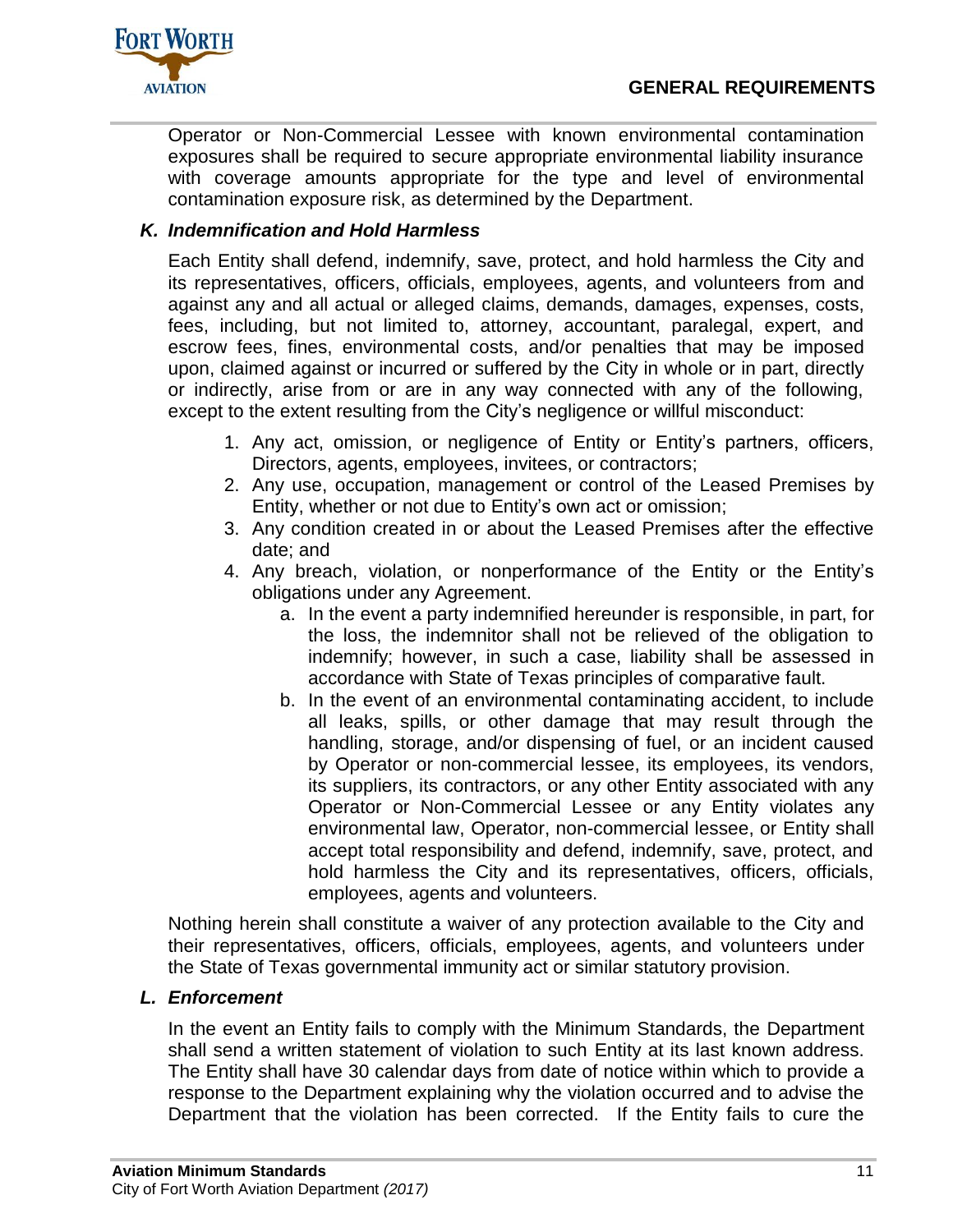Operator or Non-Commercial Lessee with known environmental contamination exposures shall be required to secure appropriate environmental liability insurance with coverage amounts appropriate for the type and level of environmental contamination exposure risk, as determined by the Department.

### *K. Indemnification and Hold Harmless*

Each Entity shall defend, indemnify, save, protect, and hold harmless the City and its representatives, officers, officials, employees, agents, and volunteers from and against any and all actual or alleged claims, demands, damages, expenses, costs, fees, including, but not limited to, attorney, accountant, paralegal, expert, and escrow fees, fines, environmental costs, and/or penalties that may be imposed upon, claimed against or incurred or suffered by the City in whole or in part, directly or indirectly, arise from or are in any way connected with any of the following, except to the extent resulting from the City's negligence or willful misconduct:

1. Any act, omission, or negligence of Entity or Entity's partners, officers, Directors, agents, employees, invitees, or contractors;
2. Any use, occupation, management or control of the Leased Premises by Entity, whether or not due to Entity's own act or omission;
3. Any condition created in or about the Leased Premises after the effective date; and
4. Any breach, violation, or nonperformance of the Entity or the Entity's obligations under any Agreement.
   a. In the event a party indemnified hereunder is responsible, in part, for the loss, the indemnitor shall not be relieved of the obligation to indemnify; however, in such a case, liability shall be assessed in accordance with State of Texas principles of comparative fault.
   b. In the event of an environmental contaminating accident, to include all leaks, spills, or other damage that may result through the handling, storage, and/or dispensing of fuel, or an incident caused by Operator or non-commercial lessee, its employees, its vendors, its suppliers, its contractors, or any other Entity associated with any Operator or Non-Commercial Lessee or any Entity violates any environmental law, Operator, non-commercial lessee, or Entity shall accept total responsibility and defend, indemnify, save, protect, and hold harmless the City and its representatives, officers, officials, employees, agents and volunteers.

Nothing herein shall constitute a waiver of any protection available to the City and their representatives, officers, officials, employees, agents, and volunteers under the State of Texas governmental immunity act or similar statutory provision.

### *L. Enforcement*

In the event an Entity fails to comply with the Minimum Standards, the Department shall send a written statement of violation to such Entity at its last known address. The Entity shall have 30 calendar days from date of notice within which to provide a response to the Department explaining why the violation occurred and to advise the Department that the violation has been corrected. If the Entity fails to cure the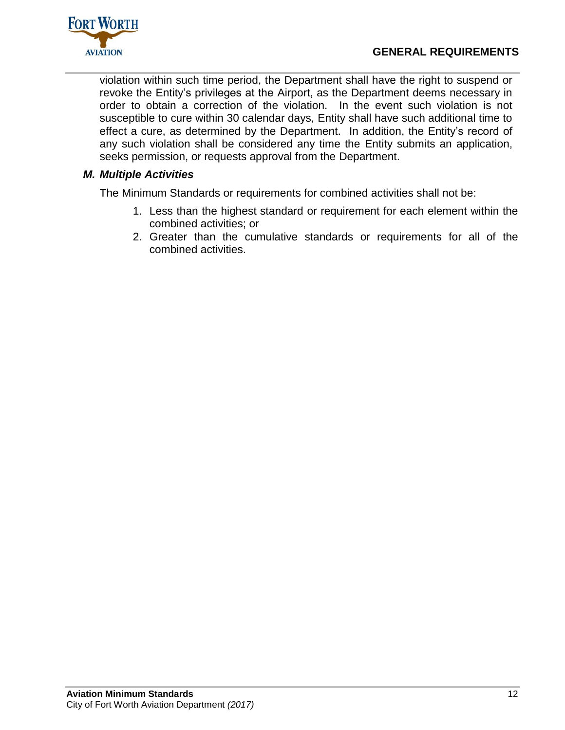violation within such time period, the Department shall have the right to suspend or revoke the Entity's privileges at the Airport, as the Department deems necessary in order to obtain a correction of the violation. In the event such violation is not susceptible to cure within 30 calendar days, Entity shall have such additional time to effect a cure, as determined by the Department. In addition, the Entity's record of any such violation shall be considered any time the Entity submits an application, seeks permission, or requests approval from the Department.

### *M. Multiple Activities*

The Minimum Standards or requirements for combined activities shall not be:

1. Less than the highest standard or requirement for each element within the combined activities; or
2. Greater than the cumulative standards or requirements for all of the combined activities.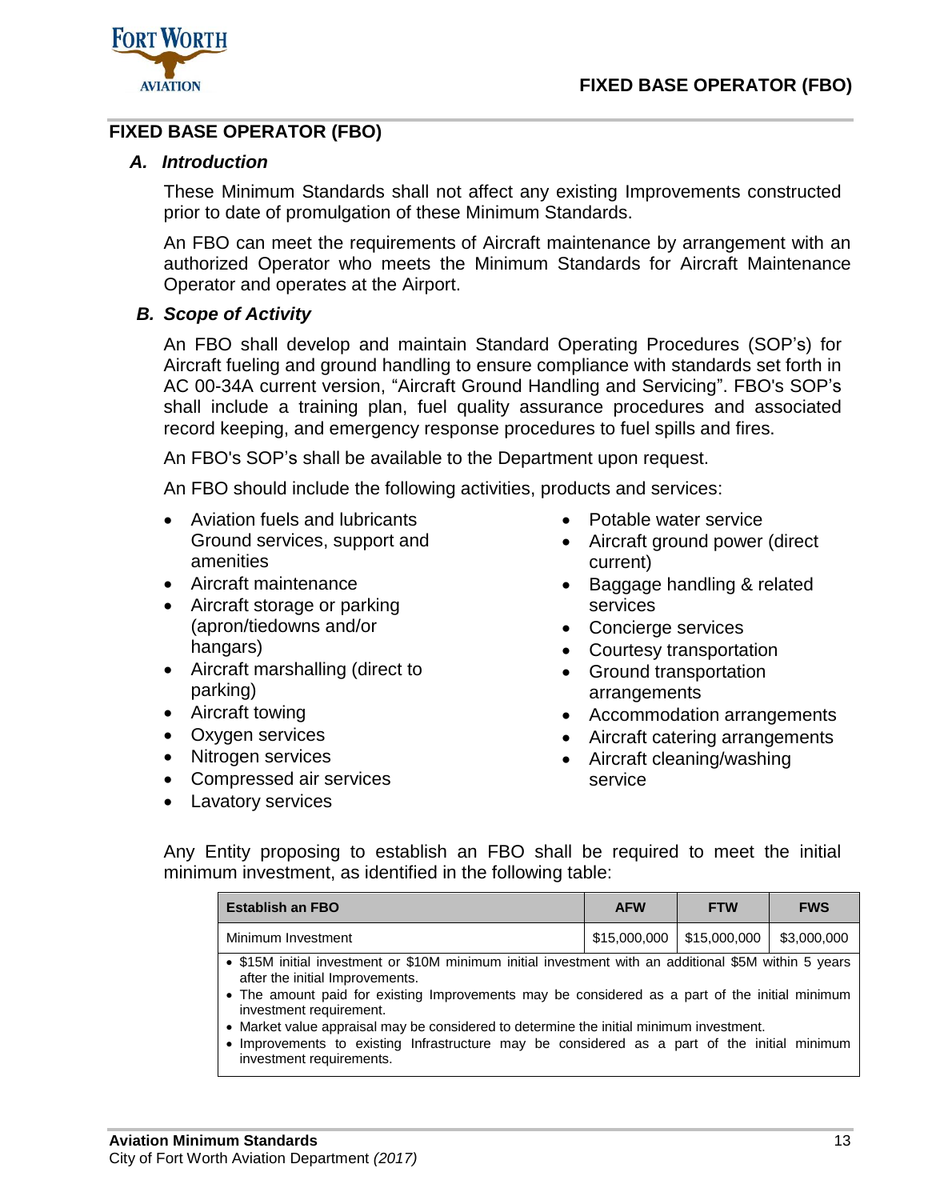## FIXED BASE OPERATOR (FBO)

### *A. Introduction*

These Minimum Standards shall not affect any existing Improvements constructed prior to date of promulgation of these Minimum Standards.

An FBO can meet the requirements of Aircraft maintenance by arrangement with an authorized Operator who meets the Minimum Standards for Aircraft Maintenance Operator and operates at the Airport.

### *B. Scope of Activity*

An FBO shall develop and maintain Standard Operating Procedures (SOP's) for Aircraft fueling and ground handling to ensure compliance with standards set forth in AC 00-34A current version, "Aircraft Ground Handling and Servicing". FBO's SOP's shall include a training plan, fuel quality assurance procedures and associated record keeping, and emergency response procedures to fuel spills and fires.

An FBO's SOP's shall be available to the Department upon request.

An FBO should include the following activities, products and services:

- Aviation fuels and lubricants Ground services, support and amenities
- Aircraft maintenance
- Aircraft storage or parking (apron/tiedowns and/or hangars)
- Aircraft marshalling (direct to parking)
- Aircraft towing
- Oxygen services
- Nitrogen services
- Compressed air services
- Lavatory services
- Potable water service
- Aircraft ground power (direct current)
- Baggage handling & related services
- Concierge services
- Courtesy transportation
- Ground transportation arrangements
- Accommodation arrangements
- Aircraft catering arrangements
- Aircraft cleaning/washing service

Any Entity proposing to establish an FBO shall be required to meet the initial minimum investment, as identified in the following table:

| Establish an FBO | AFW | FTW | FWS |
|---|---|---|---|
| Minimum Investment | $15,000,000 | $15,000,000 | $3,000,000 |

- $15M initial investment or $10M minimum initial investment with an additional $5M within 5 years after the initial Improvements.
- The amount paid for existing Improvements may be considered as a part of the initial minimum investment requirement.
- Market value appraisal may be considered to determine the initial minimum investment.
- Improvements to existing Infrastructure may be considered as a part of the initial minimum investment requirements.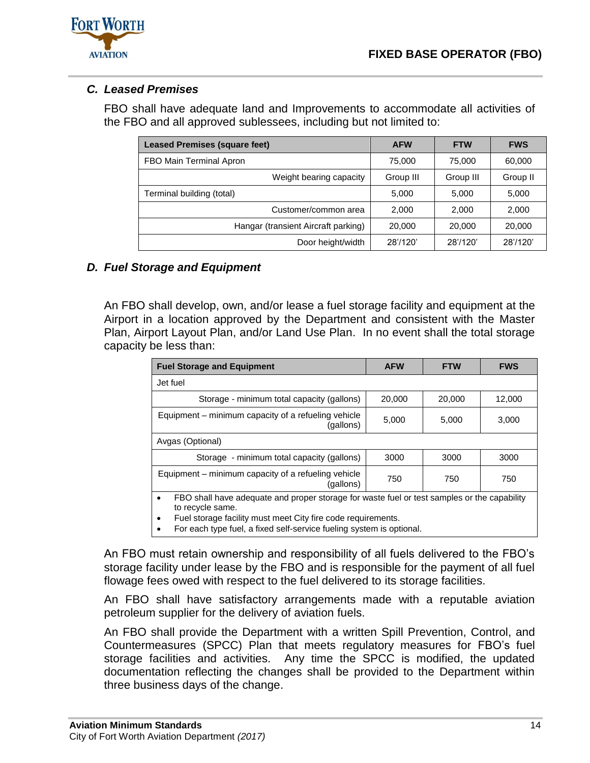### *C. Leased Premises*

FBO shall have adequate land and Improvements to accommodate all activities of the FBO and all approved sublessees, including but not limited to:

| Leased Premises (square feet) | AFW | FTW | FWS |
|---|---|---|---|
| FBO Main Terminal Apron | 75,000 | 75,000 | 60,000 |
| Weight bearing capacity | Group III | Group III | Group II |
| Terminal building (total) | 5,000 | 5,000 | 5,000 |
| Customer/common area | 2,000 | 2,000 | 2,000 |
| Hangar (transient Aircraft parking) | 20,000 | 20,000 | 20,000 |
| Door height/width | 28'/120' | 28'/120' | 28'/120' |

### *D. Fuel Storage and Equipment*

An FBO shall develop, own, and/or lease a fuel storage facility and equipment at the Airport in a location approved by the Department and consistent with the Master Plan, Airport Layout Plan, and/or Land Use Plan. In no event shall the total storage capacity be less than:

| Fuel Storage and Equipment | AFW | FTW | FWS |
|---|---|---|---|
| Jet fuel | | | |
| Storage - minimum total capacity (gallons) | 20,000 | 20,000 | 12,000 |
| Equipment – minimum capacity of a refueling vehicle (gallons) | 5,000 | 5,000 | 3,000 |
| Avgas (Optional) | | | |
| Storage - minimum total capacity (gallons) | 3000 | 3000 | 3000 |
| Equipment – minimum capacity of a refueling vehicle (gallons) | 750 | 750 | 750 |

- FBO shall have adequate and proper storage for waste fuel or test samples or the capability to recycle same.
- Fuel storage facility must meet City fire code requirements.
- For each type fuel, a fixed self-service fueling system is optional.

An FBO must retain ownership and responsibility of all fuels delivered to the FBO's storage facility under lease by the FBO and is responsible for the payment of all fuel flowage fees owed with respect to the fuel delivered to its storage facilities.

An FBO shall have satisfactory arrangements made with a reputable aviation petroleum supplier for the delivery of aviation fuels.

An FBO shall provide the Department with a written Spill Prevention, Control, and Countermeasures (SPCC) Plan that meets regulatory measures for FBO's fuel storage facilities and activities. Any time the SPCC is modified, the updated documentation reflecting the changes shall be provided to the Department within three business days of the change.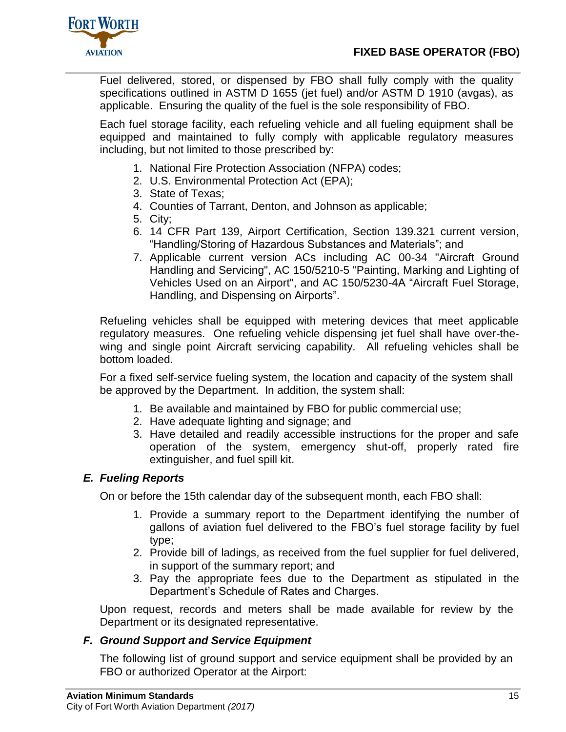Fuel delivered, stored, or dispensed by FBO shall fully comply with the quality specifications outlined in ASTM D 1655 (jet fuel) and/or ASTM D 1910 (avgas), as applicable. Ensuring the quality of the fuel is the sole responsibility of FBO.

Each fuel storage facility, each refueling vehicle and all fueling equipment shall be equipped and maintained to fully comply with applicable regulatory measures including, but not limited to those prescribed by:

1. National Fire Protection Association (NFPA) codes;
2. U.S. Environmental Protection Act (EPA);
3. State of Texas;
4. Counties of Tarrant, Denton, and Johnson as applicable;
5. City;
6. 14 CFR Part 139, Airport Certification, Section 139.321 current version, “Handling/Storing of Hazardous Substances and Materials”; and
7. Applicable current version ACs including AC 00-34 "Aircraft Ground Handling and Servicing", AC 150/5210-5 "Painting, Marking and Lighting of Vehicles Used on an Airport", and AC 150/5230-4A “Aircraft Fuel Storage, Handling, and Dispensing on Airports”.

Refueling vehicles shall be equipped with metering devices that meet applicable regulatory measures. One refueling vehicle dispensing jet fuel shall have over-the-wing and single point Aircraft servicing capability. All refueling vehicles shall be bottom loaded.

For a fixed self-service fueling system, the location and capacity of the system shall be approved by the Department. In addition, the system shall:

1. Be available and maintained by FBO for public commercial use;
2. Have adequate lighting and signage; and
3. Have detailed and readily accessible instructions for the proper and safe operation of the system, emergency shut-off, properly rated fire extinguisher, and fuel spill kit.

### *E. Fueling Reports*

On or before the 15th calendar day of the subsequent month, each FBO shall:

1. Provide a summary report to the Department identifying the number of gallons of aviation fuel delivered to the FBO’s fuel storage facility by fuel type;
2. Provide bill of ladings, as received from the fuel supplier for fuel delivered, in support of the summary report; and
3. Pay the appropriate fees due to the Department as stipulated in the Department’s Schedule of Rates and Charges.

Upon request, records and meters shall be made available for review by the Department or its designated representative.

### *F. Ground Support and Service Equipment*

The following list of ground support and service equipment shall be provided by an FBO or authorized Operator at the Airport: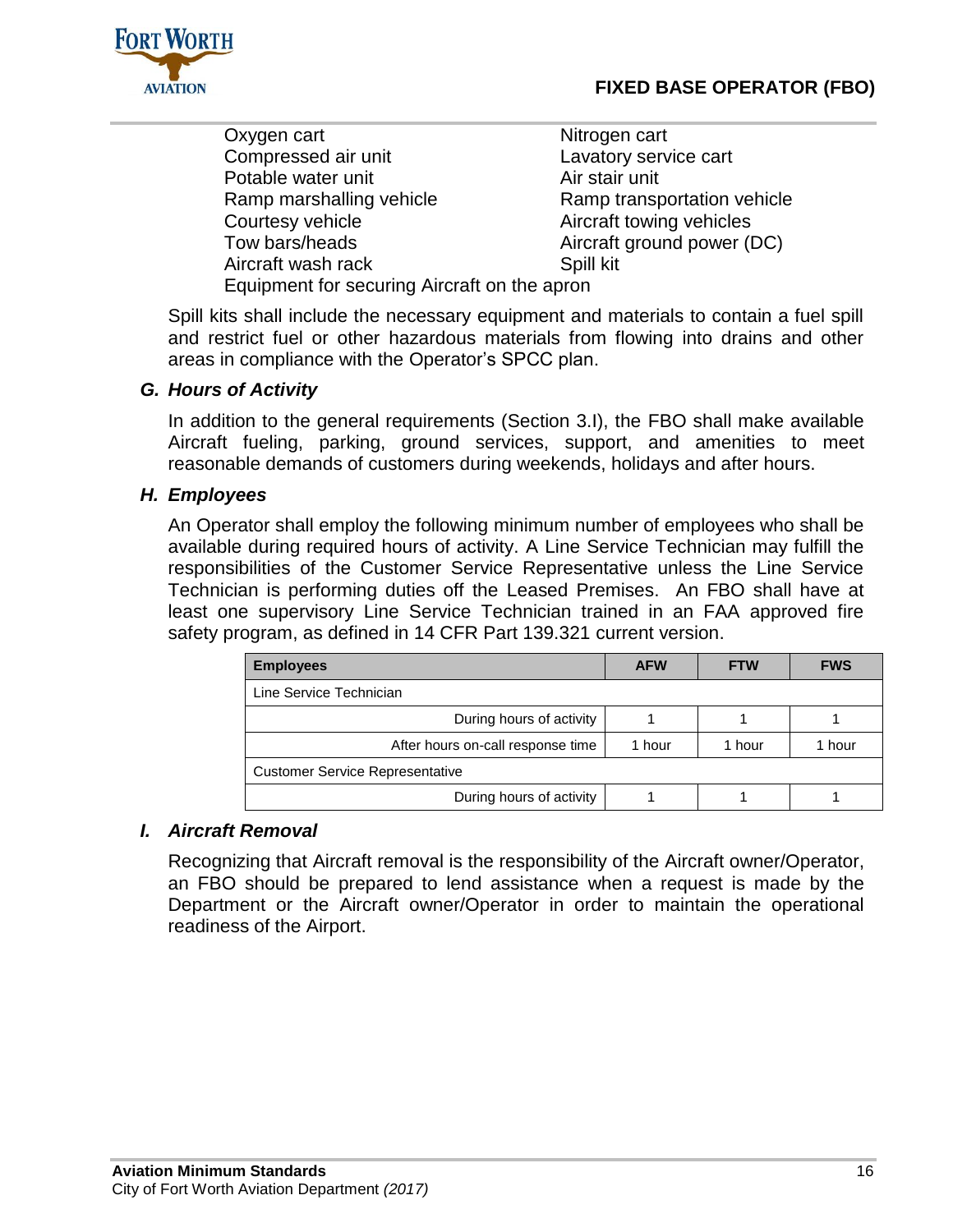- Oxygen cart
- Nitrogen cart
- Compressed air unit
- Lavatory service cart
- Potable water unit
- Air stair unit
- Ramp marshalling vehicle
- Ramp transportation vehicle
- Courtesy vehicle
- Aircraft towing vehicles
- Tow bars/heads
- Aircraft ground power (DC)
- Aircraft wash rack
- Spill kit
- Equipment for securing Aircraft on the apron

Spill kits shall include the necessary equipment and materials to contain a fuel spill and restrict fuel or other hazardous materials from flowing into drains and other areas in compliance with the Operator's SPCC plan.

### *G. Hours of Activity*

In addition to the general requirements (Section 3.I), the FBO shall make available Aircraft fueling, parking, ground services, support, and amenities to meet reasonable demands of customers during weekends, holidays and after hours.

### *H. Employees*

An Operator shall employ the following minimum number of employees who shall be available during required hours of activity. A Line Service Technician may fulfill the responsibilities of the Customer Service Representative unless the Line Service Technician is performing duties off the Leased Premises. An FBO shall have at least one supervisory Line Service Technician trained in an FAA approved fire safety program, as defined in 14 CFR Part 139.321 current version.

| Employees | AFW | FTW | FWS |
|---|---|---|---|
| Line Service Technician | | | |
| During hours of activity | 1 | 1 | 1 |
| After hours on-call response time | 1 hour | 1 hour | 1 hour |
| Customer Service Representative | | | |
| During hours of activity | 1 | 1 | 1 |

### *I. Aircraft Removal*

Recognizing that Aircraft removal is the responsibility of the Aircraft owner/Operator, an FBO should be prepared to lend assistance when a request is made by the Department or the Aircraft owner/Operator in order to maintain the operational readiness of the Airport.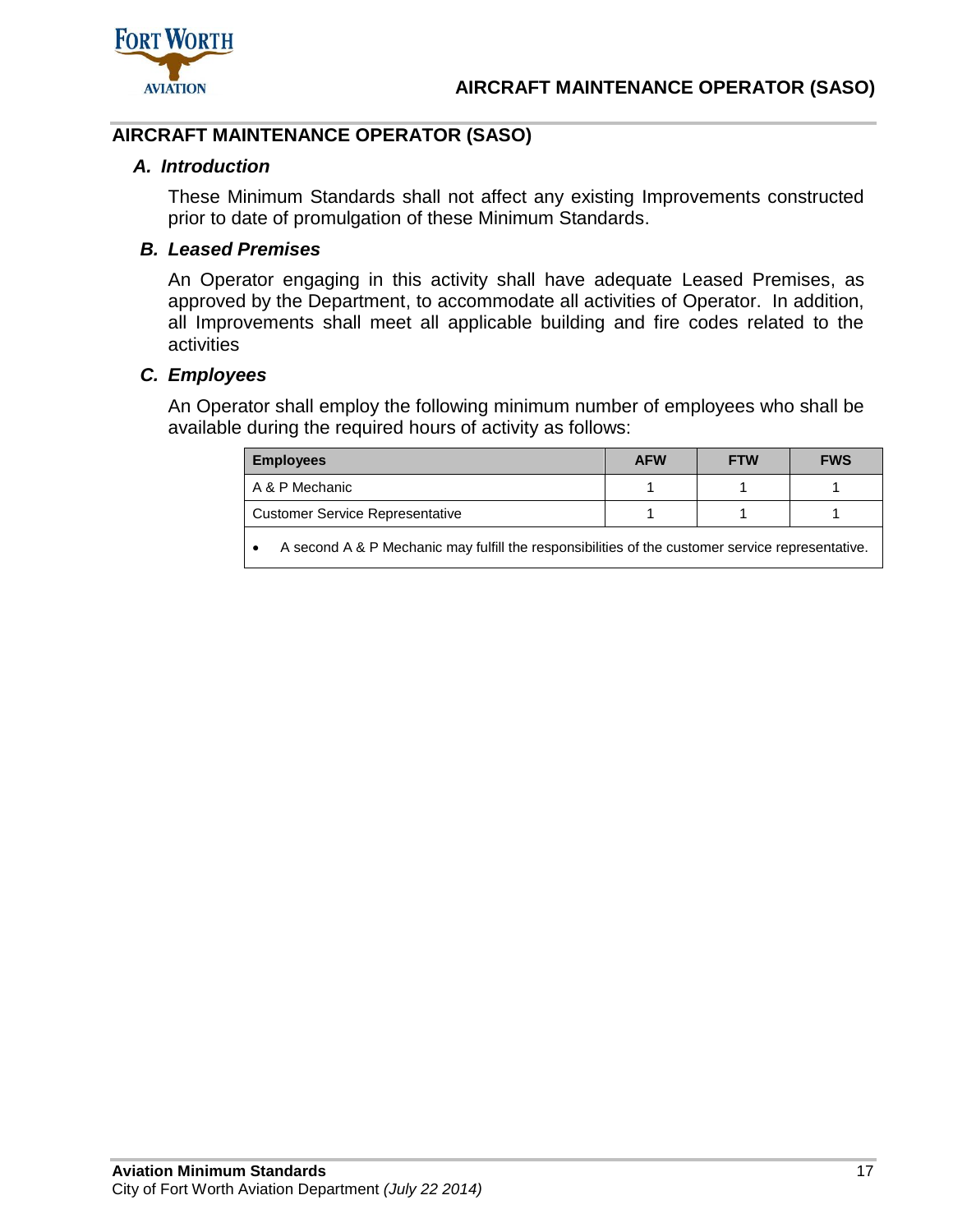## AIRCRAFT MAINTENANCE OPERATOR (SASO)

### *A. Introduction*

These Minimum Standards shall not affect any existing Improvements constructed prior to date of promulgation of these Minimum Standards.

### *B. Leased Premises*

An Operator engaging in this activity shall have adequate Leased Premises, as approved by the Department, to accommodate all activities of Operator. In addition, all Improvements shall meet all applicable building and fire codes related to the activities

### *C. Employees*

An Operator shall employ the following minimum number of employees who shall be available during the required hours of activity as follows:

| Employees | AFW | FTW | FWS |
|---|---|---|---|
| A & P Mechanic | 1 | 1 | 1 |
| Customer Service Representative | 1 | 1 | 1 |
| • A second A & P Mechanic may fulfill the responsibilities of the customer service representative. | | | |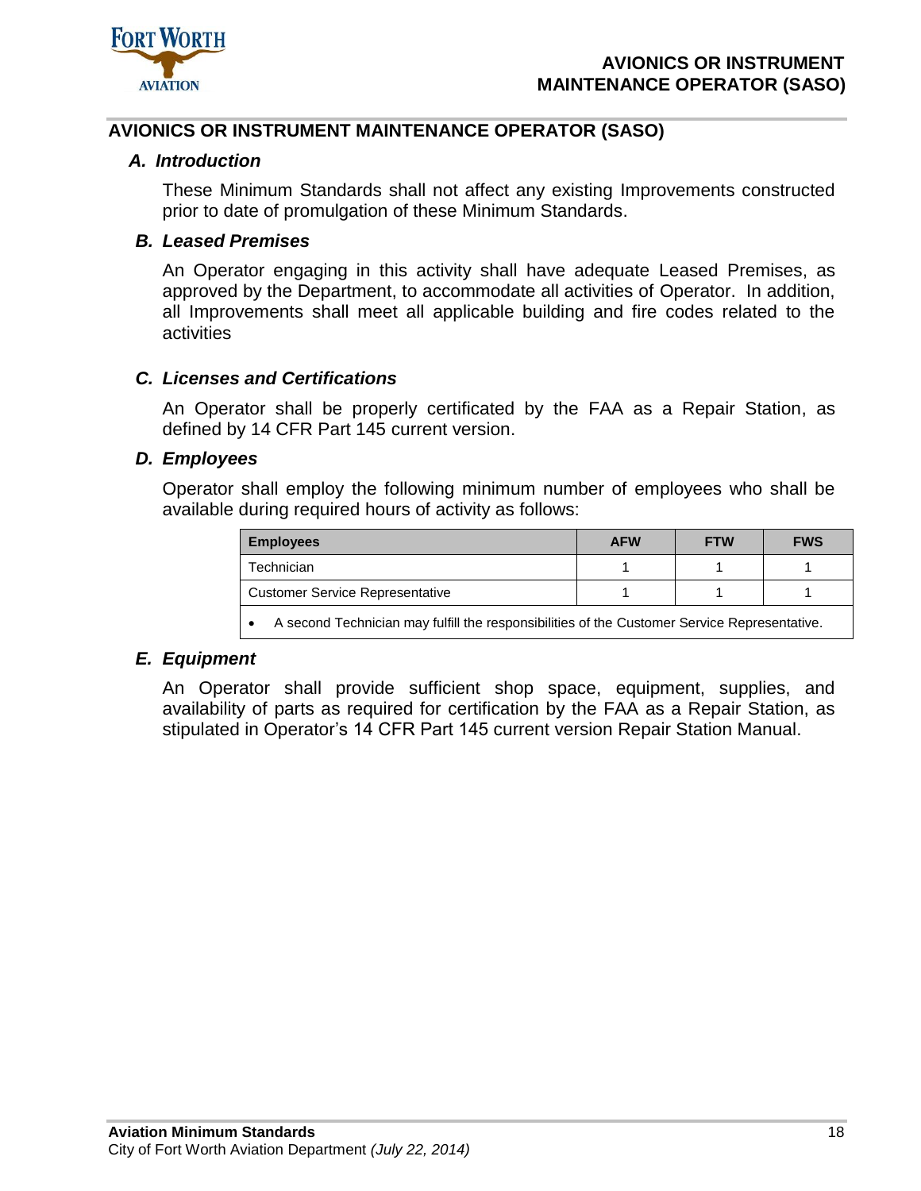## AVIONICS OR INSTRUMENT MAINTENANCE OPERATOR (SASO)

### *A. Introduction*

These Minimum Standards shall not affect any existing Improvements constructed prior to date of promulgation of these Minimum Standards.

### *B. Leased Premises*

An Operator engaging in this activity shall have adequate Leased Premises, as approved by the Department, to accommodate all activities of Operator. In addition, all Improvements shall meet all applicable building and fire codes related to the activities

### *C. Licenses and Certifications*

An Operator shall be properly certificated by the FAA as a Repair Station, as defined by 14 CFR Part 145 current version.

### *D. Employees*

Operator shall employ the following minimum number of employees who shall be available during required hours of activity as follows:

| Employees | AFW | FTW | FWS |
|---|---|---|---|
| Technician | 1 | 1 | 1 |
| Customer Service Representative | 1 | 1 | 1 |
| • A second Technician may fulfill the responsibilities of the Customer Service Representative. | | | |

### *E. Equipment*

An Operator shall provide sufficient shop space, equipment, supplies, and availability of parts as required for certification by the FAA as a Repair Station, as stipulated in Operator's 14 CFR Part 145 current version Repair Station Manual.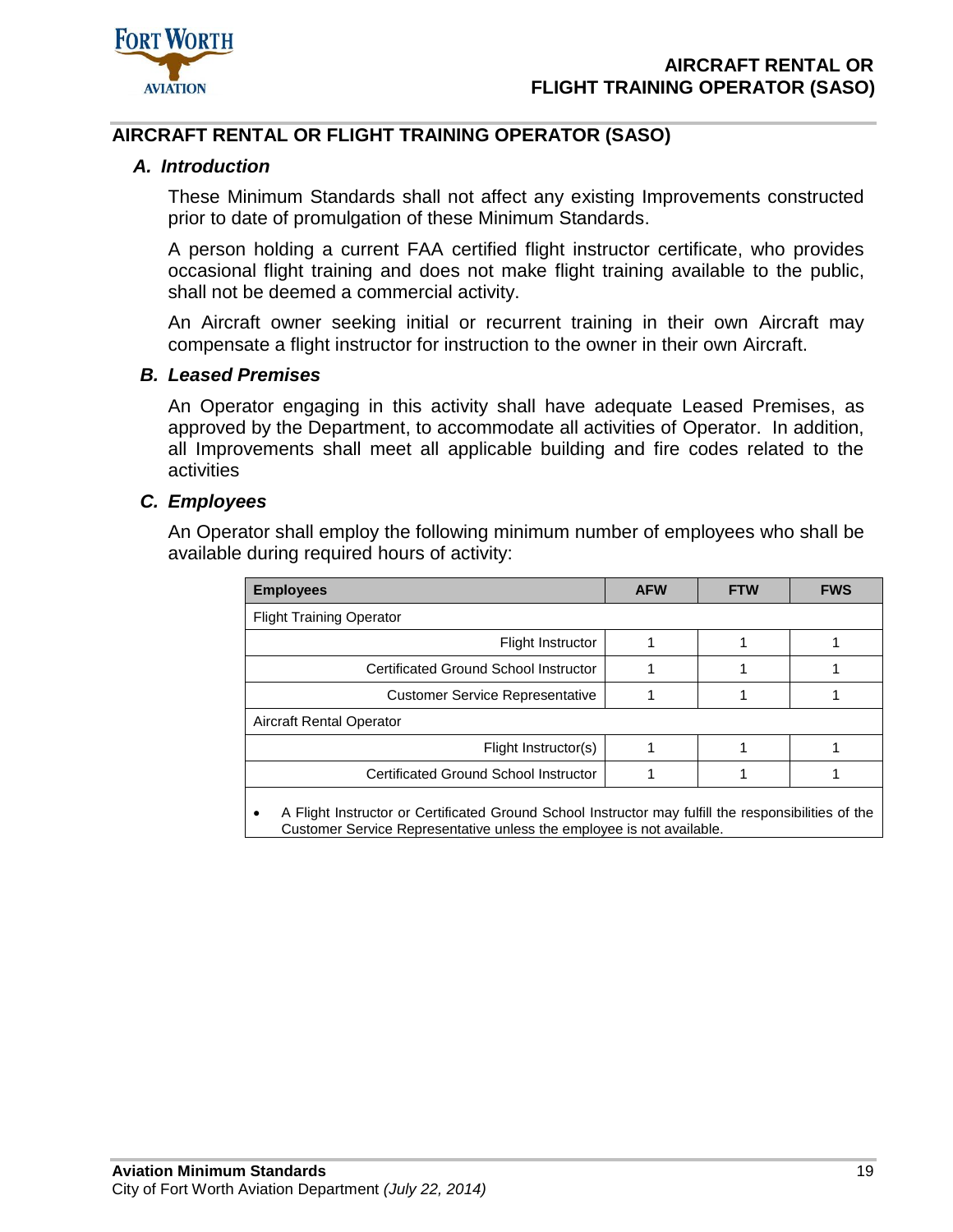## AIRCRAFT RENTAL OR FLIGHT TRAINING OPERATOR (SASO)

### *A. Introduction*

These Minimum Standards shall not affect any existing Improvements constructed prior to date of promulgation of these Minimum Standards.

A person holding a current FAA certified flight instructor certificate, who provides occasional flight training and does not make flight training available to the public, shall not be deemed a commercial activity.

An Aircraft owner seeking initial or recurrent training in their own Aircraft may compensate a flight instructor for instruction to the owner in their own Aircraft.

### *B. Leased Premises*

An Operator engaging in this activity shall have adequate Leased Premises, as approved by the Department, to accommodate all activities of Operator. In addition, all Improvements shall meet all applicable building and fire codes related to the activities

### *C. Employees*

An Operator shall employ the following minimum number of employees who shall be available during required hours of activity:

| Employees | AFW | FTW | FWS |
|---|---|---|---|
| Flight Training Operator | | | |
| Flight Instructor | 1 | 1 | 1 |
| Certificated Ground School Instructor | 1 | 1 | 1 |
| Customer Service Representative | 1 | 1 | 1 |
| Aircraft Rental Operator | | | |
| Flight Instructor(s) | 1 | 1 | 1 |
| Certificated Ground School Instructor | 1 | 1 | 1 |

- A Flight Instructor or Certificated Ground School Instructor may fulfill the responsibilities of the Customer Service Representative unless the employee is not available.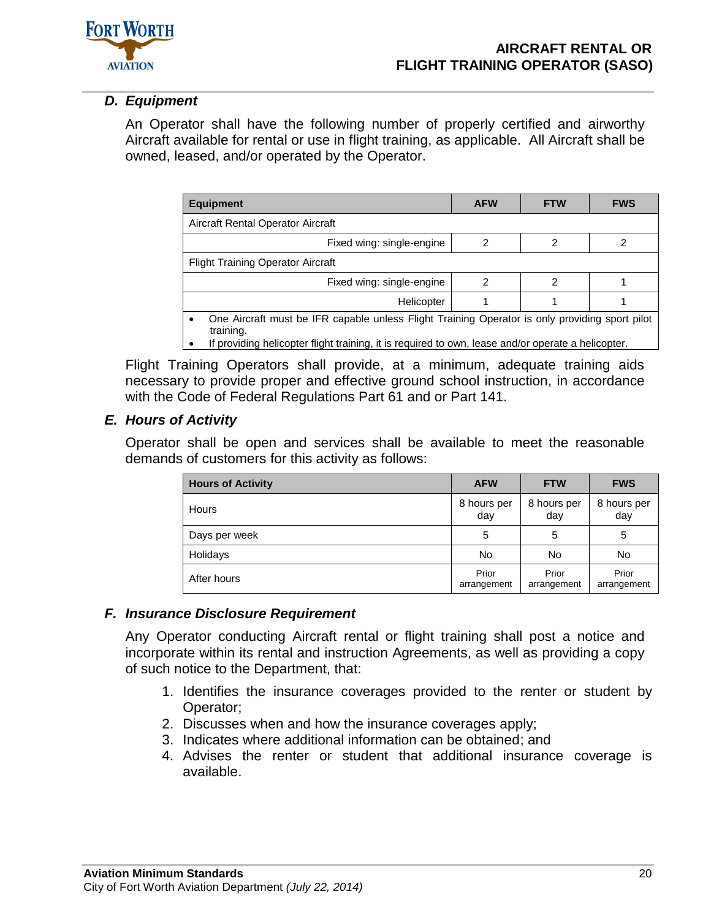### D. Equipment

An Operator shall have the following number of properly certified and airworthy Aircraft available for rental or use in flight training, as applicable. All Aircraft shall be owned, leased, and/or operated by the Operator.

| Equipment | AFW | FTW | FWS |
|---|---|---|---|
| Aircraft Rental Operator Aircraft | | | |
| Fixed wing: single-engine | 2 | 2 | 2 |
| Flight Training Operator Aircraft | | | |
| Fixed wing: single-engine | 2 | 2 | 1 |
| Helicopter | 1 | 1 | 1 |

- One Aircraft must be IFR capable unless Flight Training Operator is only providing sport pilot training.
- If providing helicopter flight training, it is required to own, lease and/or operate a helicopter.

Flight Training Operators shall provide, at a minimum, adequate training aids necessary to provide proper and effective ground school instruction, in accordance with the Code of Federal Regulations Part 61 and or Part 141.

### E. Hours of Activity

Operator shall be open and services shall be available to meet the reasonable demands of customers for this activity as follows:

| Hours of Activity | AFW | FTW | FWS |
|---|---|---|---|
| Hours | 8 hours per day | 8 hours per day | 8 hours per day |
| Days per week | 5 | 5 | 5 |
| Holidays | No | No | No |
| After hours | Prior arrangement | Prior arrangement | Prior arrangement |

### F. Insurance Disclosure Requirement

Any Operator conducting Aircraft rental or flight training shall post a notice and incorporate within its rental and instruction Agreements, as well as providing a copy of such notice to the Department, that:

1. Identifies the insurance coverages provided to the renter or student by Operator;
2. Discusses when and how the insurance coverages apply;
3. Indicates where additional information can be obtained; and
4. Advises the renter or student that additional insurance coverage is available.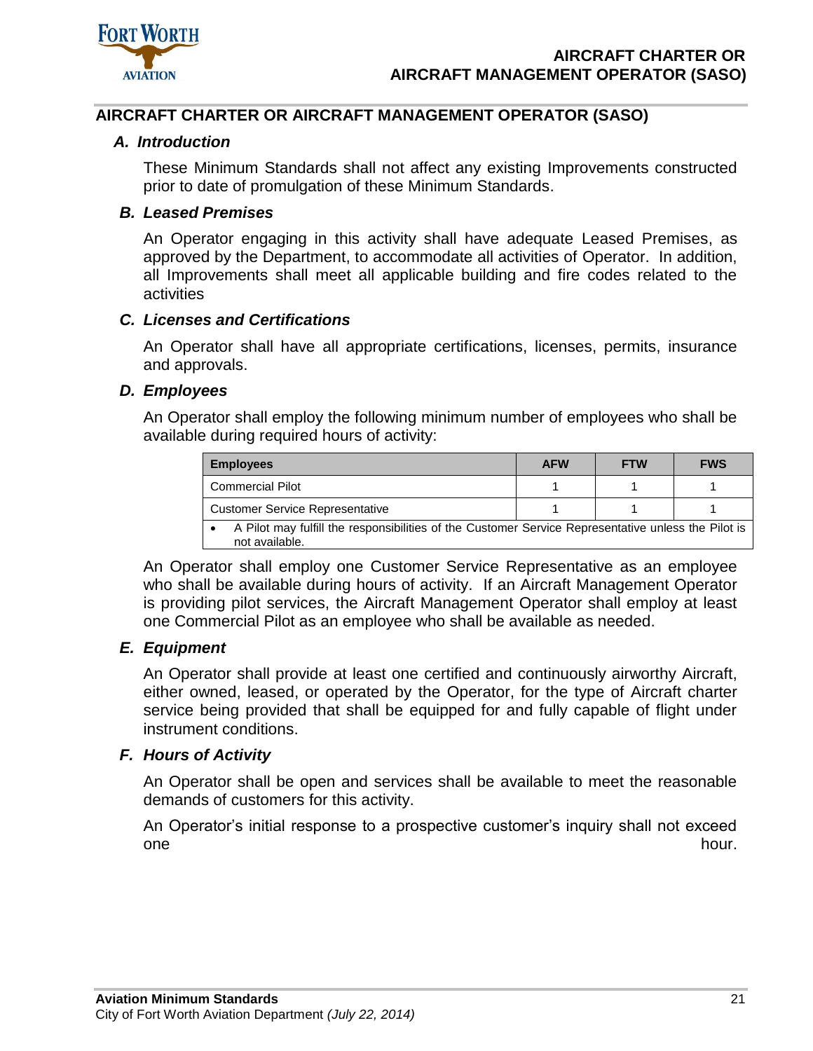## AIRCRAFT CHARTER OR AIRCRAFT MANAGEMENT OPERATOR (SASO)

### *A. Introduction*

These Minimum Standards shall not affect any existing Improvements constructed prior to date of promulgation of these Minimum Standards.

### *B. Leased Premises*

An Operator engaging in this activity shall have adequate Leased Premises, as approved by the Department, to accommodate all activities of Operator. In addition, all Improvements shall meet all applicable building and fire codes related to the activities

### *C. Licenses and Certifications*

An Operator shall have all appropriate certifications, licenses, permits, insurance and approvals.

### *D. Employees*

An Operator shall employ the following minimum number of employees who shall be available during required hours of activity:

| Employees | AFW | FTW | FWS |
|---|---|---|---|
| Commercial Pilot | 1 | 1 | 1 |
| Customer Service Representative | 1 | 1 | 1 |
| • A Pilot may fulfill the responsibilities of the Customer Service Representative unless the Pilot is not available. | | | |

An Operator shall employ one Customer Service Representative as an employee who shall be available during hours of activity. If an Aircraft Management Operator is providing pilot services, the Aircraft Management Operator shall employ at least one Commercial Pilot as an employee who shall be available as needed.

### *E. Equipment*

An Operator shall provide at least one certified and continuously airworthy Aircraft, either owned, leased, or operated by the Operator, for the type of Aircraft charter service being provided that shall be equipped for and fully capable of flight under instrument conditions.

### *F. Hours of Activity*

An Operator shall be open and services shall be available to meet the reasonable demands of customers for this activity.

An Operator's initial response to a prospective customer's inquiry shall not exceed one hour.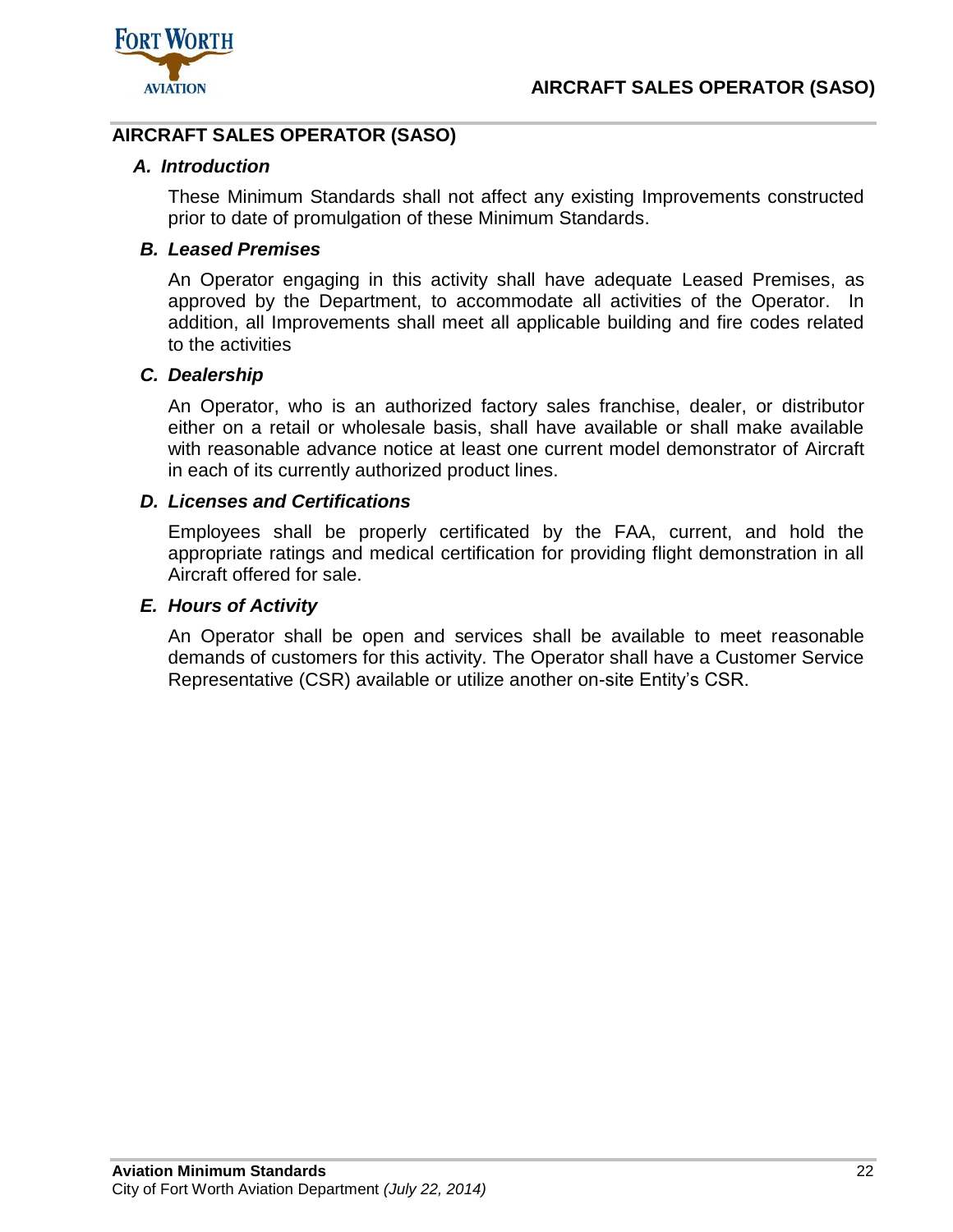## AIRCRAFT SALES OPERATOR (SASO)

### *A. Introduction*

These Minimum Standards shall not affect any existing Improvements constructed prior to date of promulgation of these Minimum Standards.

### *B. Leased Premises*

An Operator engaging in this activity shall have adequate Leased Premises, as approved by the Department, to accommodate all activities of the Operator. In addition, all Improvements shall meet all applicable building and fire codes related to the activities

### *C. Dealership*

An Operator, who is an authorized factory sales franchise, dealer, or distributor either on a retail or wholesale basis, shall have available or shall make available with reasonable advance notice at least one current model demonstrator of Aircraft in each of its currently authorized product lines.

### *D. Licenses and Certifications*

Employees shall be properly certificated by the FAA, current, and hold the appropriate ratings and medical certification for providing flight demonstration in all Aircraft offered for sale.

### *E. Hours of Activity*

An Operator shall be open and services shall be available to meet reasonable demands of customers for this activity. The Operator shall have a Customer Service Representative (CSR) available or utilize another on-site Entity's CSR.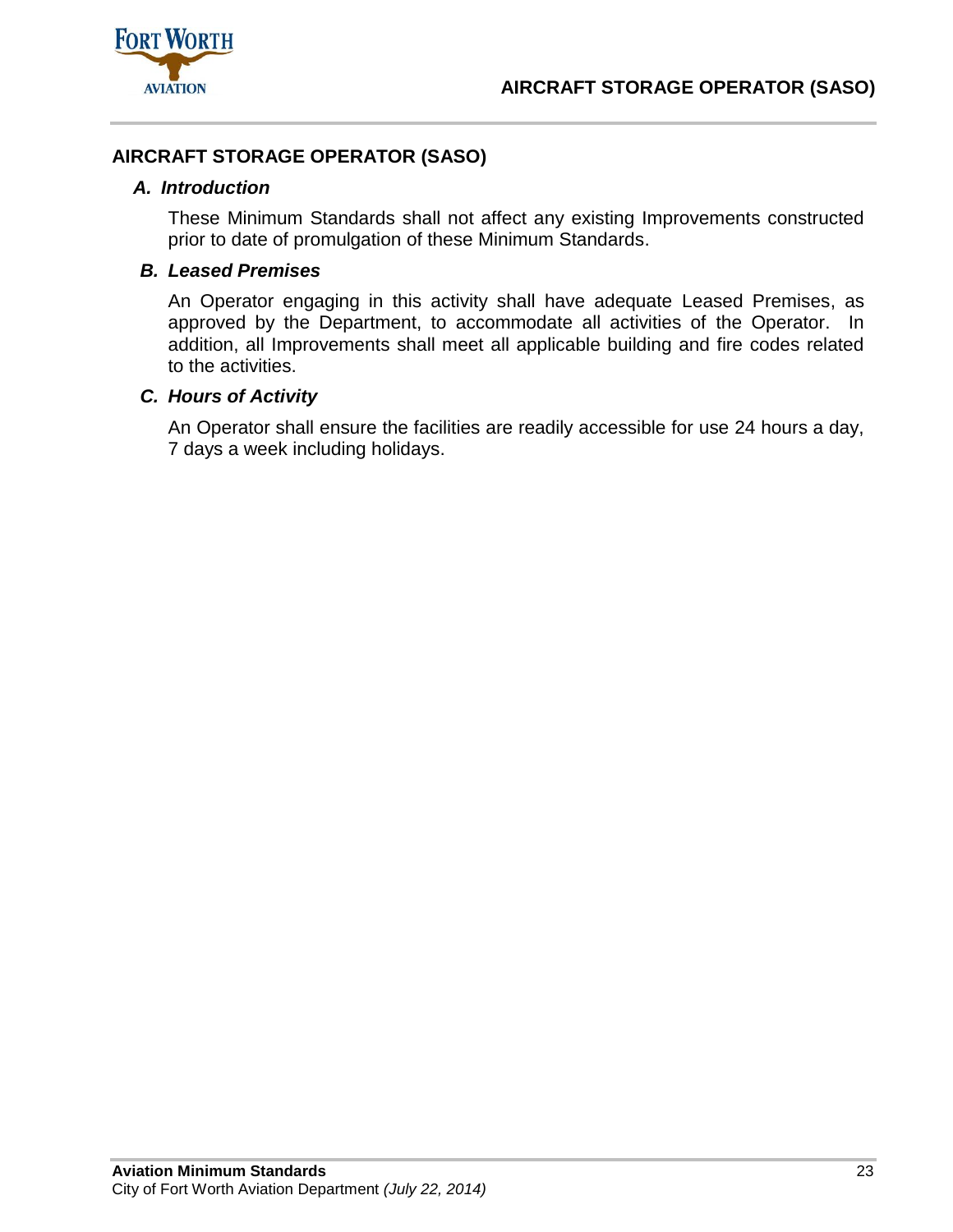## AIRCRAFT STORAGE OPERATOR (SASO)

### *A. Introduction*

These Minimum Standards shall not affect any existing Improvements constructed prior to date of promulgation of these Minimum Standards.

### *B. Leased Premises*

An Operator engaging in this activity shall have adequate Leased Premises, as approved by the Department, to accommodate all activities of the Operator. In addition, all Improvements shall meet all applicable building and fire codes related to the activities.

### *C. Hours of Activity*

An Operator shall ensure the facilities are readily accessible for use 24 hours a day, 7 days a week including holidays.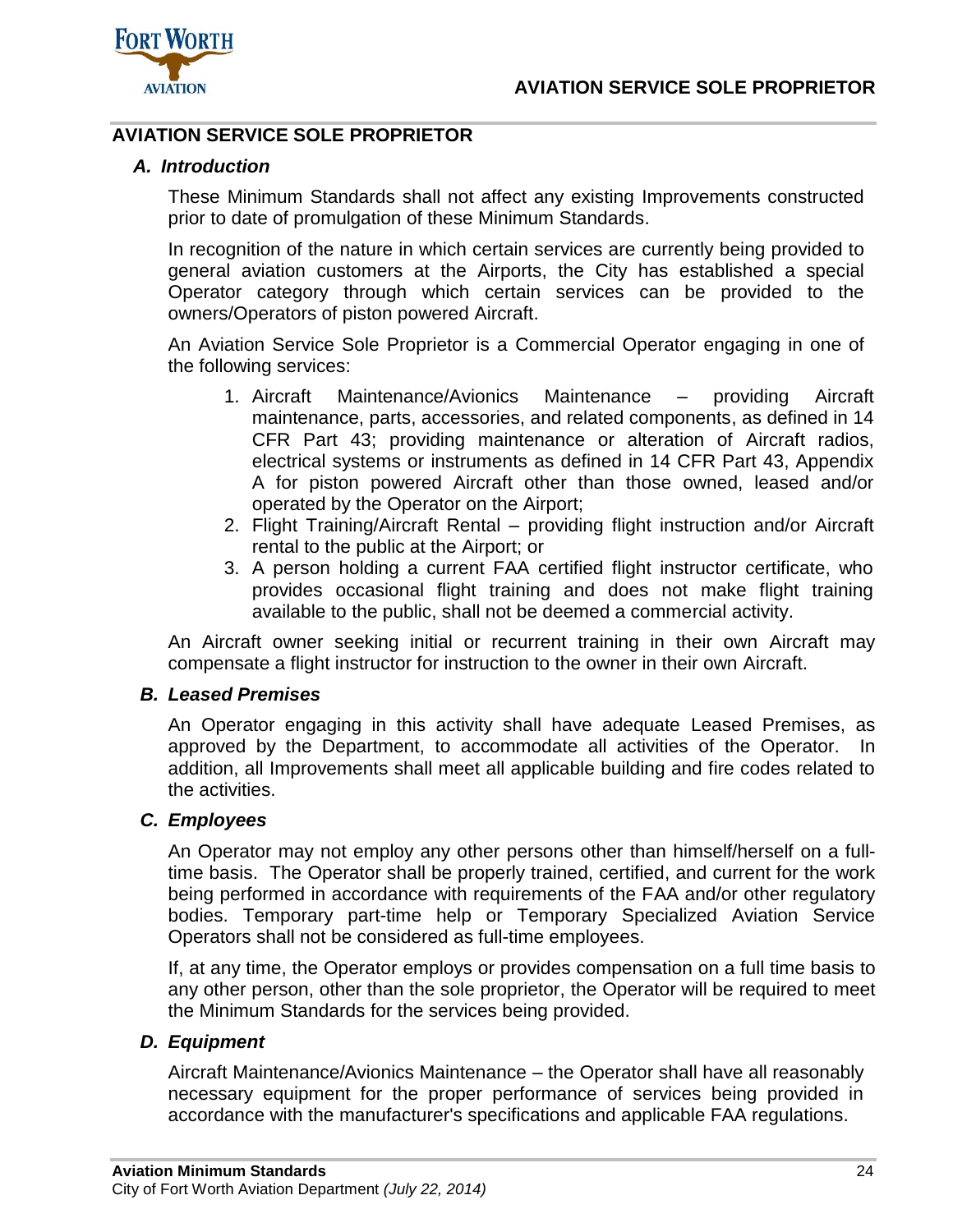## AVIATION SERVICE SOLE PROPRIETOR

### *A. Introduction*

These Minimum Standards shall not affect any existing Improvements constructed prior to date of promulgation of these Minimum Standards.

In recognition of the nature in which certain services are currently being provided to general aviation customers at the Airports, the City has established a special Operator category through which certain services can be provided to the owners/Operators of piston powered Aircraft.

An Aviation Service Sole Proprietor is a Commercial Operator engaging in one of the following services:

1. Aircraft Maintenance/Avionics Maintenance – providing Aircraft maintenance, parts, accessories, and related components, as defined in 14 CFR Part 43; providing maintenance or alteration of Aircraft radios, electrical systems or instruments as defined in 14 CFR Part 43, Appendix A for piston powered Aircraft other than those owned, leased and/or operated by the Operator on the Airport;
2. Flight Training/Aircraft Rental – providing flight instruction and/or Aircraft rental to the public at the Airport; or
3. A person holding a current FAA certified flight instructor certificate, who provides occasional flight training and does not make flight training available to the public, shall not be deemed a commercial activity.

An Aircraft owner seeking initial or recurrent training in their own Aircraft may compensate a flight instructor for instruction to the owner in their own Aircraft.

### *B. Leased Premises*

An Operator engaging in this activity shall have adequate Leased Premises, as approved by the Department, to accommodate all activities of the Operator. In addition, all Improvements shall meet all applicable building and fire codes related to the activities.

### *C. Employees*

An Operator may not employ any other persons other than himself/herself on a full-time basis. The Operator shall be properly trained, certified, and current for the work being performed in accordance with requirements of the FAA and/or other regulatory bodies. Temporary part-time help or Temporary Specialized Aviation Service Operators shall not be considered as full-time employees.

If, at any time, the Operator employs or provides compensation on a full time basis to any other person, other than the sole proprietor, the Operator will be required to meet the Minimum Standards for the services being provided.

### *D. Equipment*

Aircraft Maintenance/Avionics Maintenance – the Operator shall have all reasonably necessary equipment for the proper performance of services being provided in accordance with the manufacturer's specifications and applicable FAA regulations.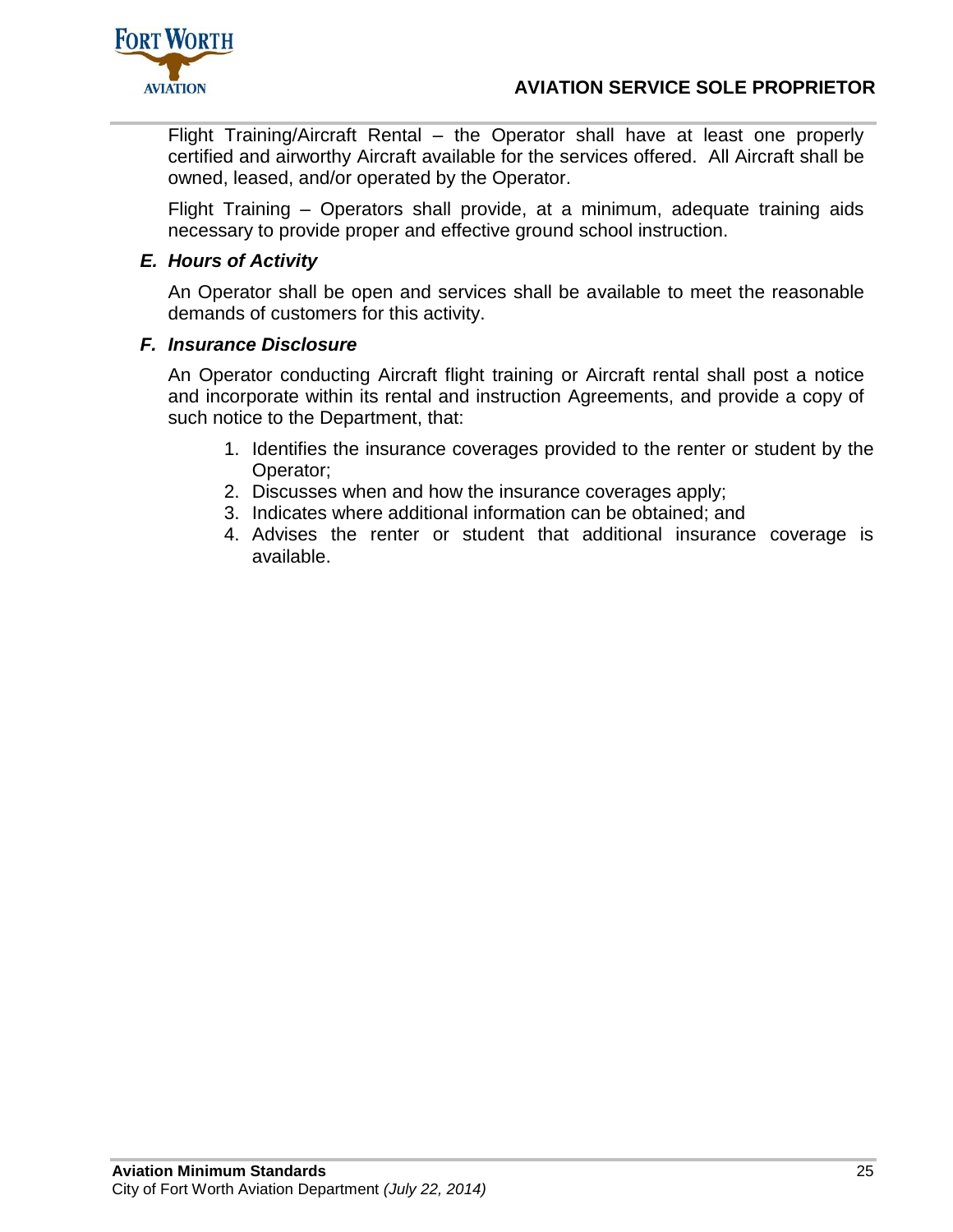Flight Training/Aircraft Rental – the Operator shall have at least one properly certified and airworthy Aircraft available for the services offered. All Aircraft shall be owned, leased, and/or operated by the Operator.

Flight Training – Operators shall provide, at a minimum, adequate training aids necessary to provide proper and effective ground school instruction.

### *E. Hours of Activity*

An Operator shall be open and services shall be available to meet the reasonable demands of customers for this activity.

### *F. Insurance Disclosure*

An Operator conducting Aircraft flight training or Aircraft rental shall post a notice and incorporate within its rental and instruction Agreements, and provide a copy of such notice to the Department, that:

1. Identifies the insurance coverages provided to the renter or student by the Operator;
2. Discusses when and how the insurance coverages apply;
3. Indicates where additional information can be obtained; and
4. Advises the renter or student that additional insurance coverage is available.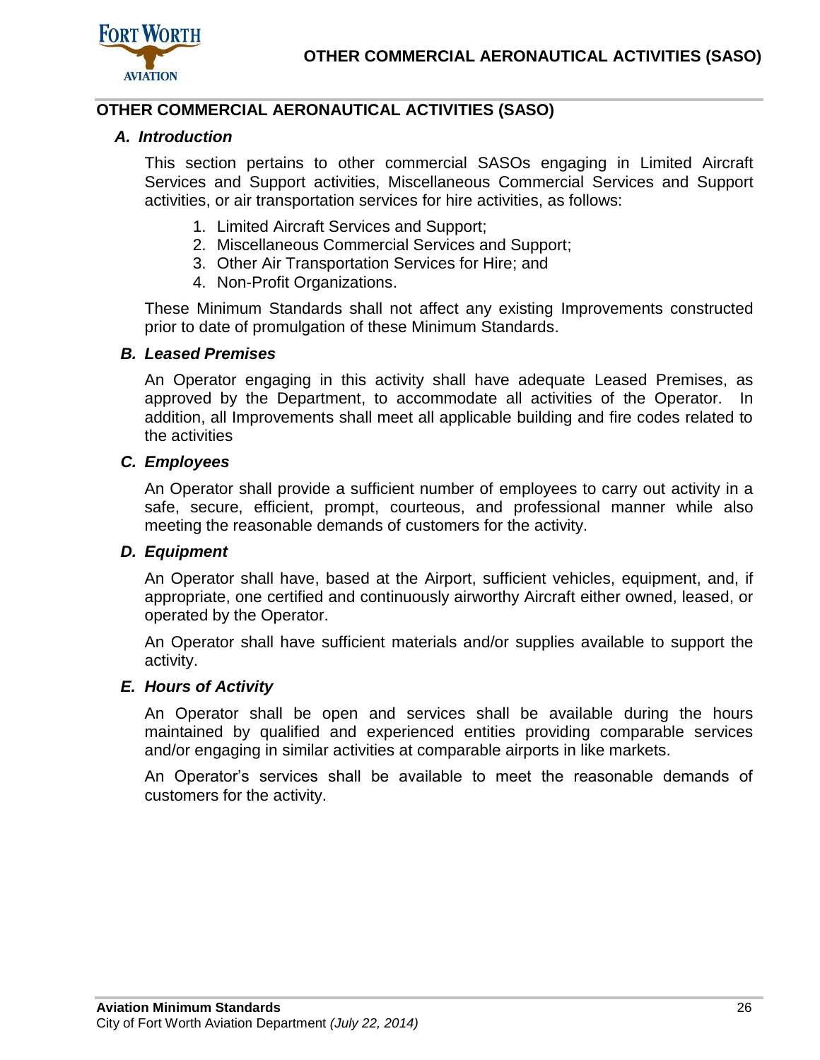## OTHER COMMERCIAL AERONAUTICAL ACTIVITIES (SASO)

### *A. Introduction*

This section pertains to other commercial SASOs engaging in Limited Aircraft Services and Support activities, Miscellaneous Commercial Services and Support activities, or air transportation services for hire activities, as follows:

1. Limited Aircraft Services and Support;
2. Miscellaneous Commercial Services and Support;
3. Other Air Transportation Services for Hire; and
4. Non-Profit Organizations.

These Minimum Standards shall not affect any existing Improvements constructed prior to date of promulgation of these Minimum Standards.

### *B. Leased Premises*

An Operator engaging in this activity shall have adequate Leased Premises, as approved by the Department, to accommodate all activities of the Operator. In addition, all Improvements shall meet all applicable building and fire codes related to the activities

### *C. Employees*

An Operator shall provide a sufficient number of employees to carry out activity in a safe, secure, efficient, prompt, courteous, and professional manner while also meeting the reasonable demands of customers for the activity.

### *D. Equipment*

An Operator shall have, based at the Airport, sufficient vehicles, equipment, and, if appropriate, one certified and continuously airworthy Aircraft either owned, leased, or operated by the Operator.

An Operator shall have sufficient materials and/or supplies available to support the activity.

### *E. Hours of Activity*

An Operator shall be open and services shall be available during the hours maintained by qualified and experienced entities providing comparable services and/or engaging in similar activities at comparable airports in like markets.

An Operator's services shall be available to meet the reasonable demands of customers for the activity.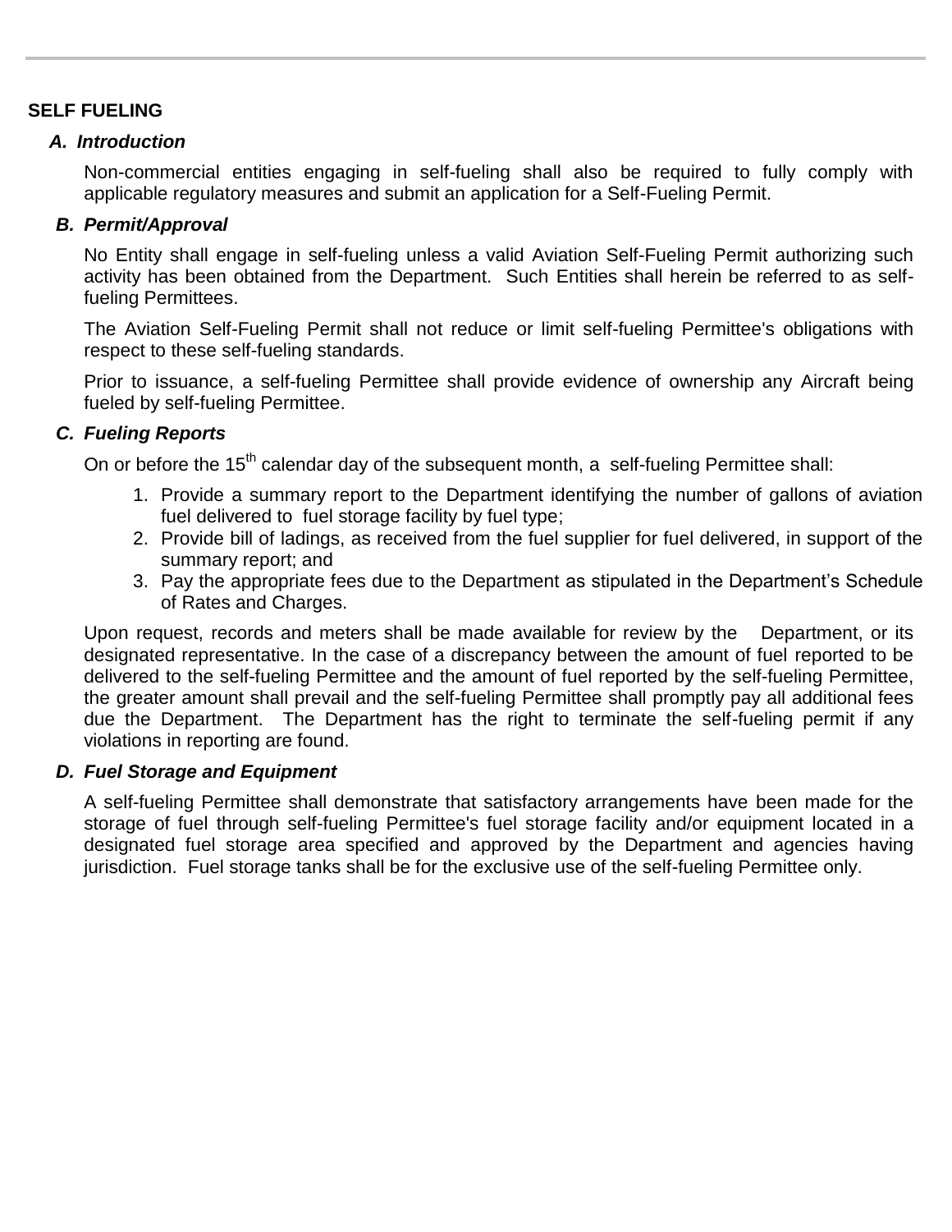## SELF FUELING

### *A. Introduction*

Non-commercial entities engaging in self-fueling shall also be required to fully comply with applicable regulatory measures and submit an application for a Self-Fueling Permit.

### *B. Permit/Approval*

No Entity shall engage in self-fueling unless a valid Aviation Self-Fueling Permit authorizing such activity has been obtained from the Department. Such Entities shall herein be referred to as self-fueling Permittees.

The Aviation Self-Fueling Permit shall not reduce or limit self-fueling Permittee's obligations with respect to these self-fueling standards.

Prior to issuance, a self-fueling Permittee shall provide evidence of ownership any Aircraft being fueled by self-fueling Permittee.

### *C. Fueling Reports*

On or before the 15th calendar day of the subsequent month, a self-fueling Permittee shall:

1. Provide a summary report to the Department identifying the number of gallons of aviation fuel delivered to fuel storage facility by fuel type;
2. Provide bill of ladings, as received from the fuel supplier for fuel delivered, in support of the summary report; and
3. Pay the appropriate fees due to the Department as stipulated in the Department's Schedule of Rates and Charges.

Upon request, records and meters shall be made available for review by the Department, or its designated representative. In the case of a discrepancy between the amount of fuel reported to be delivered to the self-fueling Permittee and the amount of fuel reported by the self-fueling Permittee, the greater amount shall prevail and the self-fueling Permittee shall promptly pay all additional fees due the Department. The Department has the right to terminate the self-fueling permit if any violations in reporting are found.

### *D. Fuel Storage and Equipment*

A self-fueling Permittee shall demonstrate that satisfactory arrangements have been made for the storage of fuel through self-fueling Permittee's fuel storage facility and/or equipment located in a designated fuel storage area specified and approved by the Department and agencies having jurisdiction. Fuel storage tanks shall be for the exclusive use of the self-fueling Permittee only.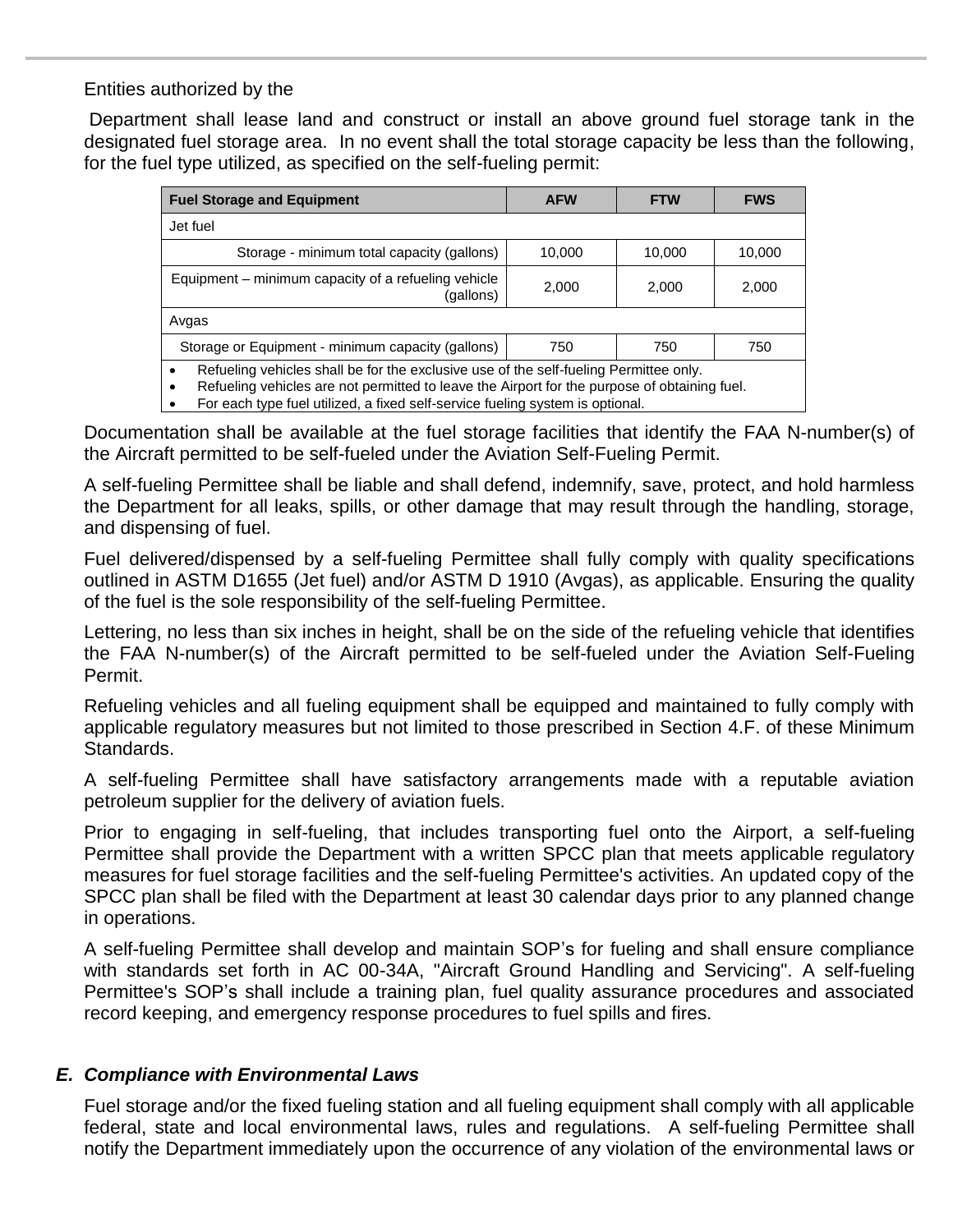Entities authorized by the

Department shall lease land and construct or install an above ground fuel storage tank in the designated fuel storage area. In no event shall the total storage capacity be less than the following, for the fuel type utilized, as specified on the self-fueling permit:

| Fuel Storage and Equipment | AFW | FTW | FWS |
|---|---|---|---|
| Jet fuel | | | |
| Storage - minimum total capacity (gallons) | 10,000 | 10,000 | 10,000 |
| Equipment – minimum capacity of a refueling vehicle (gallons) | 2,000 | 2,000 | 2,000 |
| Avgas | | | |
| Storage or Equipment - minimum capacity (gallons) | 750 | 750 | 750 |

- Refueling vehicles shall be for the exclusive use of the self-fueling Permittee only.
- Refueling vehicles are not permitted to leave the Airport for the purpose of obtaining fuel.
- For each type fuel utilized, a fixed self-service fueling system is optional.

Documentation shall be available at the fuel storage facilities that identify the FAA N-number(s) of the Aircraft permitted to be self-fueled under the Aviation Self-Fueling Permit.

A self-fueling Permittee shall be liable and shall defend, indemnify, save, protect, and hold harmless the Department for all leaks, spills, or other damage that may result through the handling, storage, and dispensing of fuel.

Fuel delivered/dispensed by a self-fueling Permittee shall fully comply with quality specifications outlined in ASTM D1655 (Jet fuel) and/or ASTM D 1910 (Avgas), as applicable. Ensuring the quality of the fuel is the sole responsibility of the self-fueling Permittee.

Lettering, no less than six inches in height, shall be on the side of the refueling vehicle that identifies the FAA N-number(s) of the Aircraft permitted to be self-fueled under the Aviation Self-Fueling Permit.

Refueling vehicles and all fueling equipment shall be equipped and maintained to fully comply with applicable regulatory measures but not limited to those prescribed in Section 4.F. of these Minimum Standards.

A self-fueling Permittee shall have satisfactory arrangements made with a reputable aviation petroleum supplier for the delivery of aviation fuels.

Prior to engaging in self-fueling, that includes transporting fuel onto the Airport, a self-fueling Permittee shall provide the Department with a written SPCC plan that meets applicable regulatory measures for fuel storage facilities and the self-fueling Permittee's activities. An updated copy of the SPCC plan shall be filed with the Department at least 30 calendar days prior to any planned change in operations.

A self-fueling Permittee shall develop and maintain SOP's for fueling and shall ensure compliance with standards set forth in AC 00-34A, "Aircraft Ground Handling and Servicing". A self-fueling Permittee's SOP's shall include a training plan, fuel quality assurance procedures and associated record keeping, and emergency response procedures to fuel spills and fires.

### *E. Compliance with Environmental Laws*

Fuel storage and/or the fixed fueling station and all fueling equipment shall comply with all applicable federal, state and local environmental laws, rules and regulations. A self-fueling Permittee shall notify the Department immediately upon the occurrence of any violation of the environmental laws or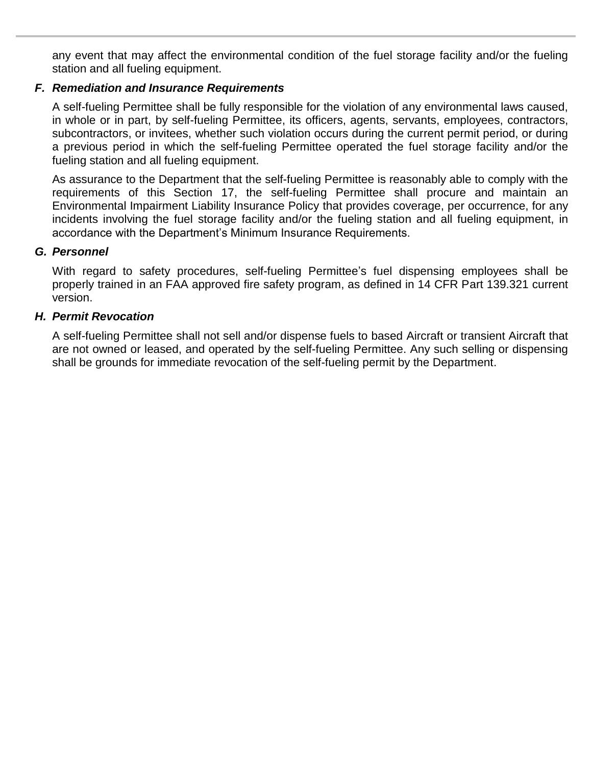any event that may affect the environmental condition of the fuel storage facility and/or the fueling station and all fueling equipment.

### *F. Remediation and Insurance Requirements*

A self-fueling Permittee shall be fully responsible for the violation of any environmental laws caused, in whole or in part, by self-fueling Permittee, its officers, agents, servants, employees, contractors, subcontractors, or invitees, whether such violation occurs during the current permit period, or during a previous period in which the self-fueling Permittee operated the fuel storage facility and/or the fueling station and all fueling equipment.

As assurance to the Department that the self-fueling Permittee is reasonably able to comply with the requirements of this Section 17, the self-fueling Permittee shall procure and maintain an Environmental Impairment Liability Insurance Policy that provides coverage, per occurrence, for any incidents involving the fuel storage facility and/or the fueling station and all fueling equipment, in accordance with the Department's Minimum Insurance Requirements.

### *G. Personnel*

With regard to safety procedures, self-fueling Permittee's fuel dispensing employees shall be properly trained in an FAA approved fire safety program, as defined in 14 CFR Part 139.321 current version.

### *H. Permit Revocation*

A self-fueling Permittee shall not sell and/or dispense fuels to based Aircraft or transient Aircraft that are not owned or leased, and operated by the self-fueling Permittee. Any such selling or dispensing shall be grounds for immediate revocation of the self-fueling permit by the Department.